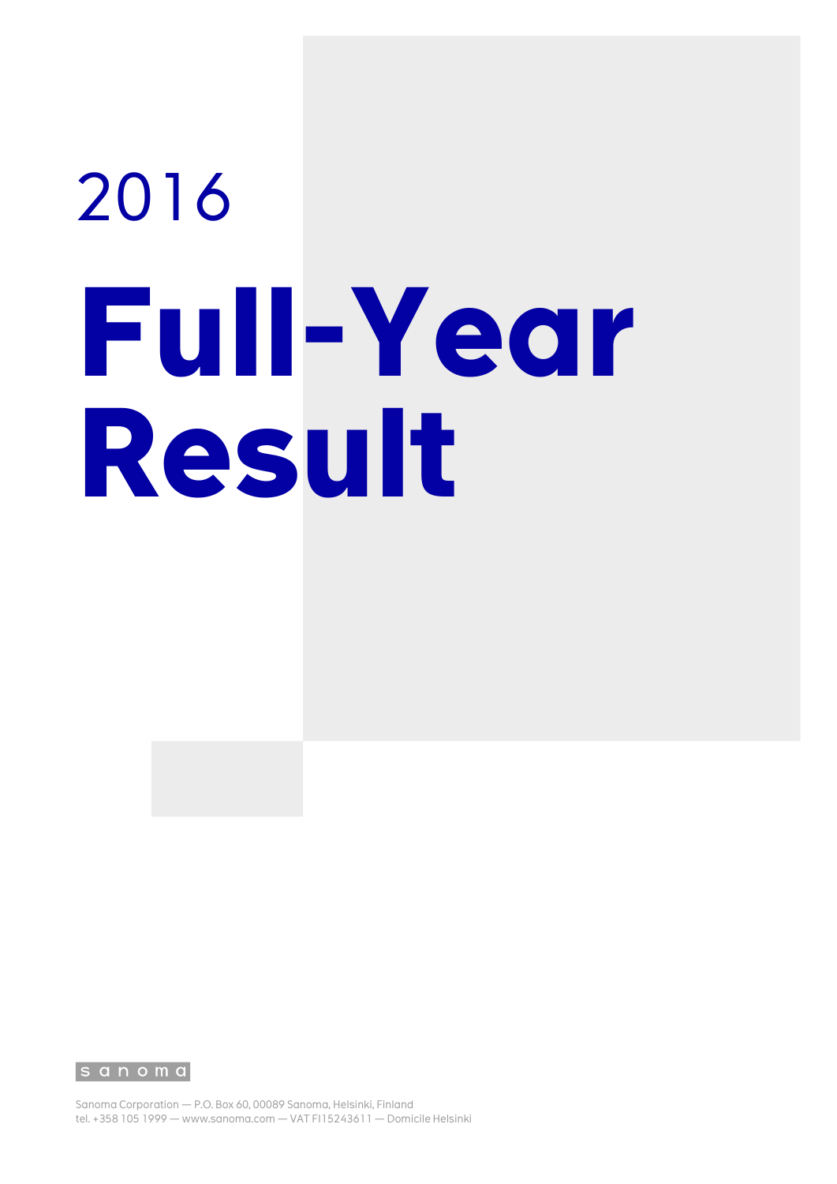2016

# Full-Year Result

sanoma

Sanoma Corporation — P.O. Box 60, 00089 Sanoma, Helsinki, Finland
tel. +358 105 1999 — www.sanoma.com — VAT FI15243611 — Domicile Helsinki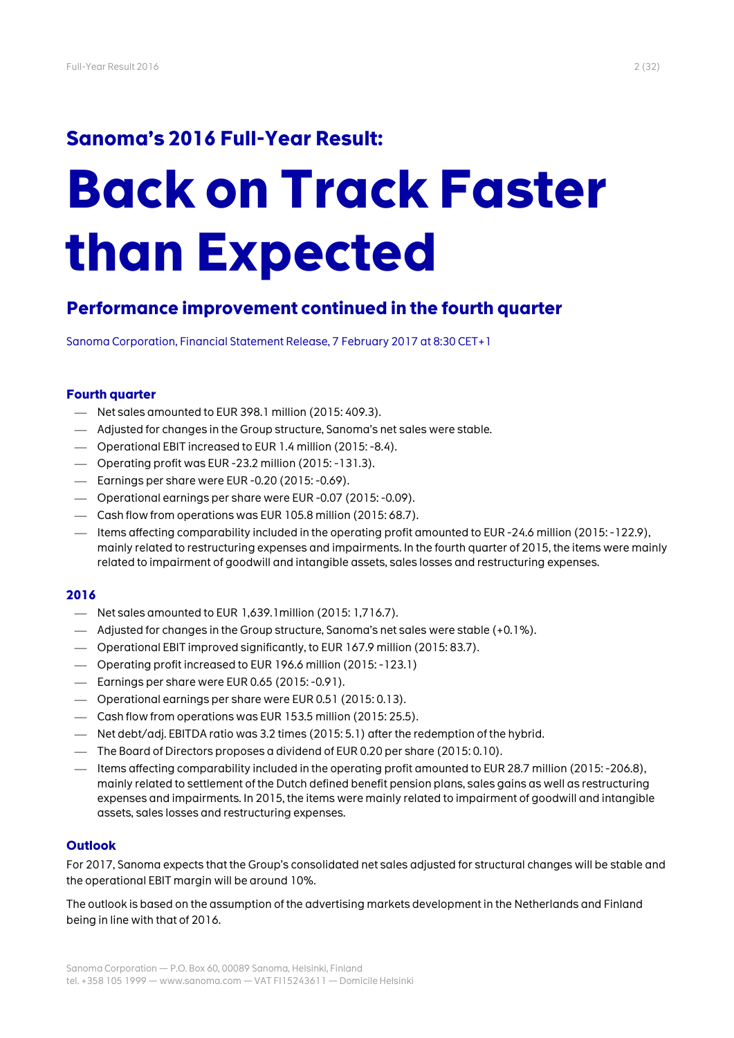## Sanoma's 2016 Full-Year Result:

# Back on Track Faster than Expected

## Performance improvement continued in the fourth quarter

Sanoma Corporation, Financial Statement Release, 7 February 2017 at 8:30 CET+1

### Fourth quarter

- Net sales amounted to EUR 398.1 million (2015: 409.3).
- Adjusted for changes in the Group structure, Sanoma's net sales were stable.
- Operational EBIT increased to EUR 1.4 million (2015: -8.4).
- Operating profit was EUR -23.2 million (2015: -131.3).
- Earnings per share were EUR -0.20 (2015: -0.69).
- Operational earnings per share were EUR -0.07 (2015: -0.09).
- Cash flow from operations was EUR 105.8 million (2015: 68.7).
- Items affecting comparability included in the operating profit amounted to EUR -24.6 million (2015: -122.9), mainly related to restructuring expenses and impairments. In the fourth quarter of 2015, the items were mainly related to impairment of goodwill and intangible assets, sales losses and restructuring expenses.

### 2016

- Net sales amounted to EUR 1,639.1million (2015: 1,716.7).
- Adjusted for changes in the Group structure, Sanoma's net sales were stable (+0.1%).
- Operational EBIT improved significantly, to EUR 167.9 million (2015: 83.7).
- Operating profit increased to EUR 196.6 million (2015: -123.1)
- Earnings per share were EUR 0.65 (2015: -0.91).
- Operational earnings per share were EUR 0.51 (2015: 0.13).
- Cash flow from operations was EUR 153.5 million (2015: 25.5).
- Net debt/adj. EBITDA ratio was 3.2 times (2015: 5.1) after the redemption of the hybrid.
- The Board of Directors proposes a dividend of EUR 0.20 per share (2015: 0.10).
- Items affecting comparability included in the operating profit amounted to EUR 28.7 million (2015: -206.8), mainly related to settlement of the Dutch defined benefit pension plans, sales gains as well as restructuring expenses and impairments. In 2015, the items were mainly related to impairment of goodwill and intangible assets, sales losses and restructuring expenses.

### Outlook

For 2017, Sanoma expects that the Group's consolidated net sales adjusted for structural changes will be stable and the operational EBIT margin will be around 10%.

The outlook is based on the assumption of the advertising markets development in the Netherlands and Finland being in line with that of 2016.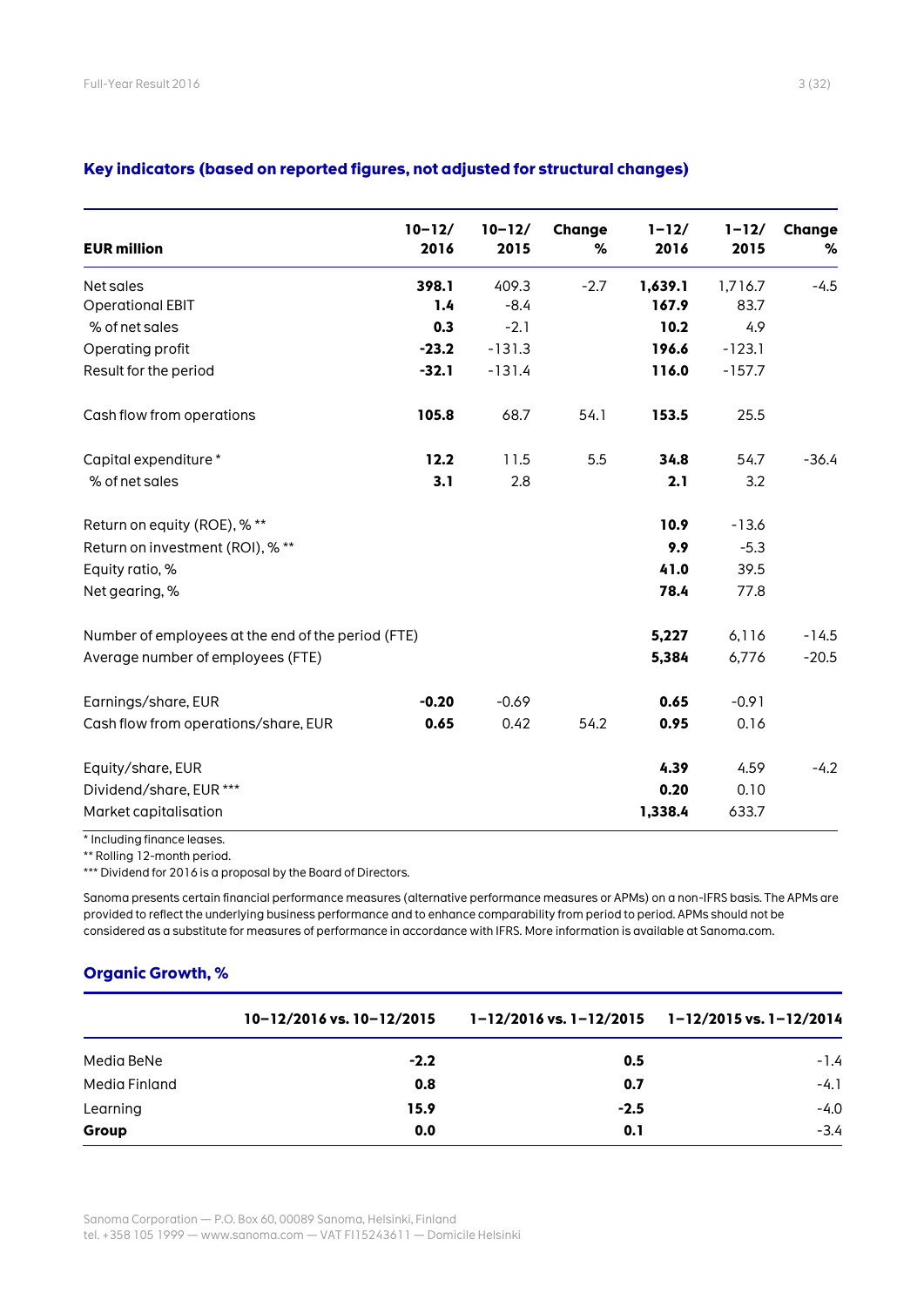## Key indicators (based on reported figures, not adjusted for structural changes)

| EUR million | 10–12/ 2016 | 10–12/ 2015 | Change % | 1–12/ 2016 | 1–12/ 2015 | Change % |
|---|---|---|---|---|---|---|
| Net sales | **398.1** | 409.3 | -2.7 | **1,639.1** | 1,716.7 | -4.5 |
| Operational EBIT | **1.4** | -8.4 | | **167.9** | 83.7 | |
| % of net sales | **0.3** | -2.1 | | **10.2** | 4.9 | |
| Operating profit | **-23.2** | -131.3 | | **196.6** | -123.1 | |
| Result for the period | **-32.1** | -131.4 | | **116.0** | -157.7 | |
| Cash flow from operations | **105.8** | 68.7 | 54.1 | **153.5** | 25.5 | |
| Capital expenditure * | **12.2** | 11.5 | 5.5 | **34.8** | 54.7 | -36.4 |
| % of net sales | **3.1** | 2.8 | | **2.1** | 3.2 | |
| Return on equity (ROE), % ** | | | | **10.9** | -13.6 | |
| Return on investment (ROI), % ** | | | | **9.9** | -5.3 | |
| Equity ratio, % | | | | **41.0** | 39.5 | |
| Net gearing, % | | | | **78.4** | 77.8 | |
| Number of employees at the end of the period (FTE) | | | | **5,227** | 6,116 | -14.5 |
| Average number of employees (FTE) | | | | **5,384** | 6,776 | -20.5 |
| Earnings/share, EUR | **-0.20** | -0.69 | | **0.65** | -0.91 | |
| Cash flow from operations/share, EUR | **0.65** | 0.42 | 54.2 | **0.95** | 0.16 | |
| Equity/share, EUR | | | | **4.39** | 4.59 | -4.2 |
| Dividend/share, EUR *** | | | | **0.20** | 0.10 | |
| Market capitalisation | | | | **1,338.4** | 633.7 | |

\* Including finance leases.
** Rolling 12-month period.
*** Dividend for 2016 is a proposal by the Board of Directors.

Sanoma presents certain financial performance measures (alternative performance measures or APMs) on a non-IFRS basis. The APMs are provided to reflect the underlying business performance and to enhance comparability from period to period. APMs should not be considered as a substitute for measures of performance in accordance with IFRS. More information is available at Sanoma.com.

## Organic Growth, %

| | 10–12/2016 vs. 10–12/2015 | 1–12/2016 vs. 1–12/2015 | 1–12/2015 vs. 1–12/2014 |
|---|---|---|---|
| Media BeNe | **-2.2** | **0.5** | -1.4 |
| Media Finland | **0.8** | **0.7** | -4.1 |
| Learning | **15.9** | **-2.5** | -4.0 |
| **Group** | **0.0** | **0.1** | -3.4 |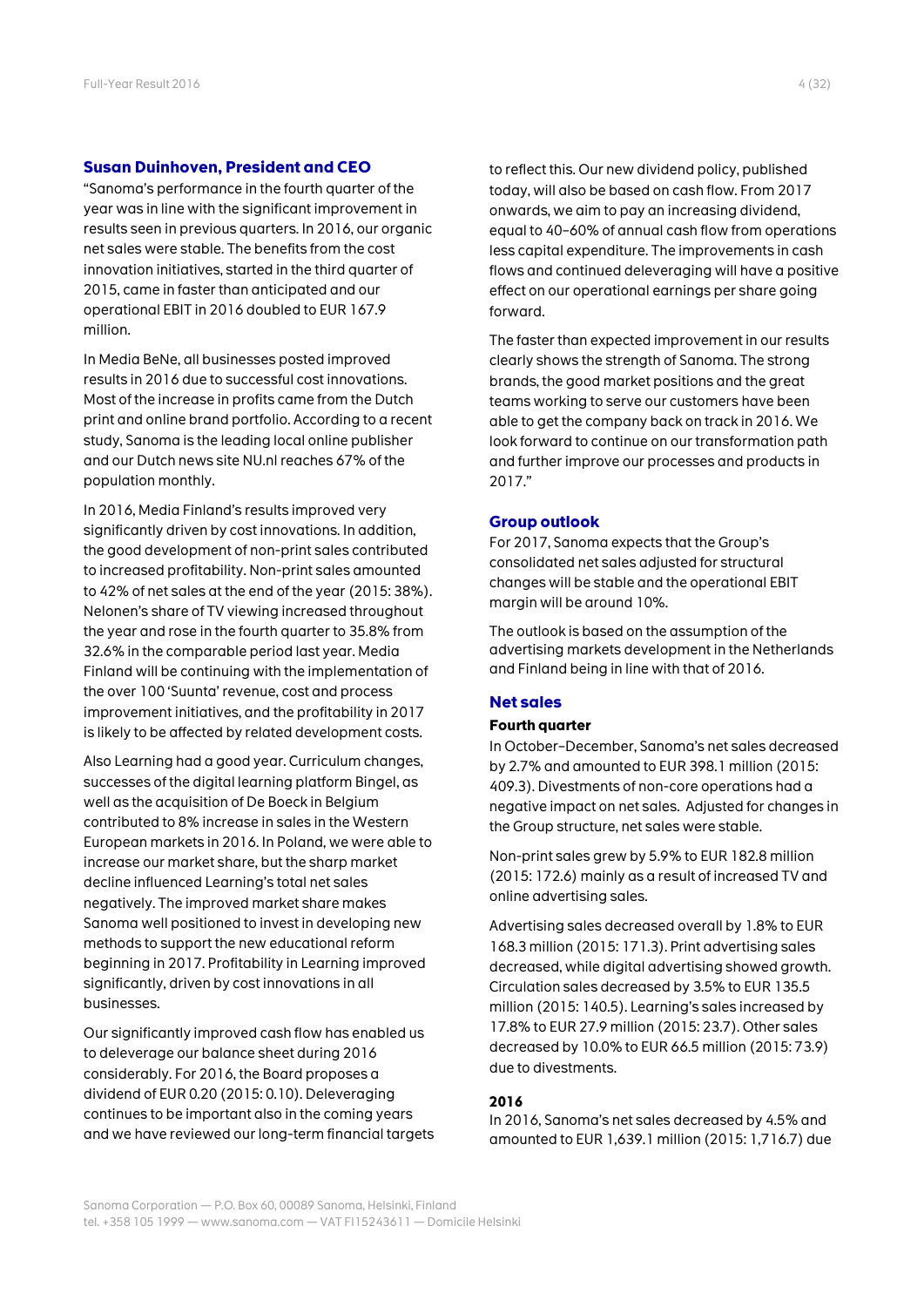## Susan Duinhoven, President and CEO

"Sanoma's performance in the fourth quarter of the year was in line with the significant improvement in results seen in previous quarters. In 2016, our organic net sales were stable. The benefits from the cost innovation initiatives, started in the third quarter of 2015, came in faster than anticipated and our operational EBIT in 2016 doubled to EUR 167.9 million.

In Media BeNe, all businesses posted improved results in 2016 due to successful cost innovations. Most of the increase in profits came from the Dutch print and online brand portfolio. According to a recent study, Sanoma is the leading local online publisher and our Dutch news site NU.nl reaches 67% of the population monthly.

In 2016, Media Finland's results improved very significantly driven by cost innovations. In addition, the good development of non-print sales contributed to increased profitability. Non-print sales amounted to 42% of net sales at the end of the year (2015: 38%). Nelonen's share of TV viewing increased throughout the year and rose in the fourth quarter to 35.8% from 32.6% in the comparable period last year. Media Finland will be continuing with the implementation of the over 100 'Suunta' revenue, cost and process improvement initiatives, and the profitability in 2017 is likely to be affected by related development costs.

Also Learning had a good year. Curriculum changes, successes of the digital learning platform Bingel, as well as the acquisition of De Boeck in Belgium contributed to 8% increase in sales in the Western European markets in 2016. In Poland, we were able to increase our market share, but the sharp market decline influenced Learning's total net sales negatively. The improved market share makes Sanoma well positioned to invest in developing new methods to support the new educational reform beginning in 2017. Profitability in Learning improved significantly, driven by cost innovations in all businesses.

Our significantly improved cash flow has enabled us to deleverage our balance sheet during 2016 considerably. For 2016, the Board proposes a dividend of EUR 0.20 (2015: 0.10). Deleveraging continues to be important also in the coming years and we have reviewed our long-term financial targets to reflect this. Our new dividend policy, published today, will also be based on cash flow. From 2017 onwards, we aim to pay an increasing dividend, equal to 40–60% of annual cash flow from operations less capital expenditure. The improvements in cash flows and continued deleveraging will have a positive effect on our operational earnings per share going forward.

The faster than expected improvement in our results clearly shows the strength of Sanoma. The strong brands, the good market positions and the great teams working to serve our customers have been able to get the company back on track in 2016. We look forward to continue on our transformation path and further improve our processes and products in 2017."

## Group outlook

For 2017, Sanoma expects that the Group's consolidated net sales adjusted for structural changes will be stable and the operational EBIT margin will be around 10%.

The outlook is based on the assumption of the advertising markets development in the Netherlands and Finland being in line with that of 2016.

## Net sales

### Fourth quarter

In October–December, Sanoma's net sales decreased by 2.7% and amounted to EUR 398.1 million (2015: 409.3). Divestments of non-core operations had a negative impact on net sales. Adjusted for changes in the Group structure, net sales were stable.

Non-print sales grew by 5.9% to EUR 182.8 million (2015: 172.6) mainly as a result of increased TV and online advertising sales.

Advertising sales decreased overall by 1.8% to EUR 168.3 million (2015: 171.3). Print advertising sales decreased, while digital advertising showed growth. Circulation sales decreased by 3.5% to EUR 135.5 million (2015: 140.5). Learning's sales increased by 17.8% to EUR 27.9 million (2015: 23.7). Other sales decreased by 10.0% to EUR 66.5 million (2015: 73.9) due to divestments.

### 2016

In 2016, Sanoma's net sales decreased by 4.5% and amounted to EUR 1,639.1 million (2015: 1,716.7) due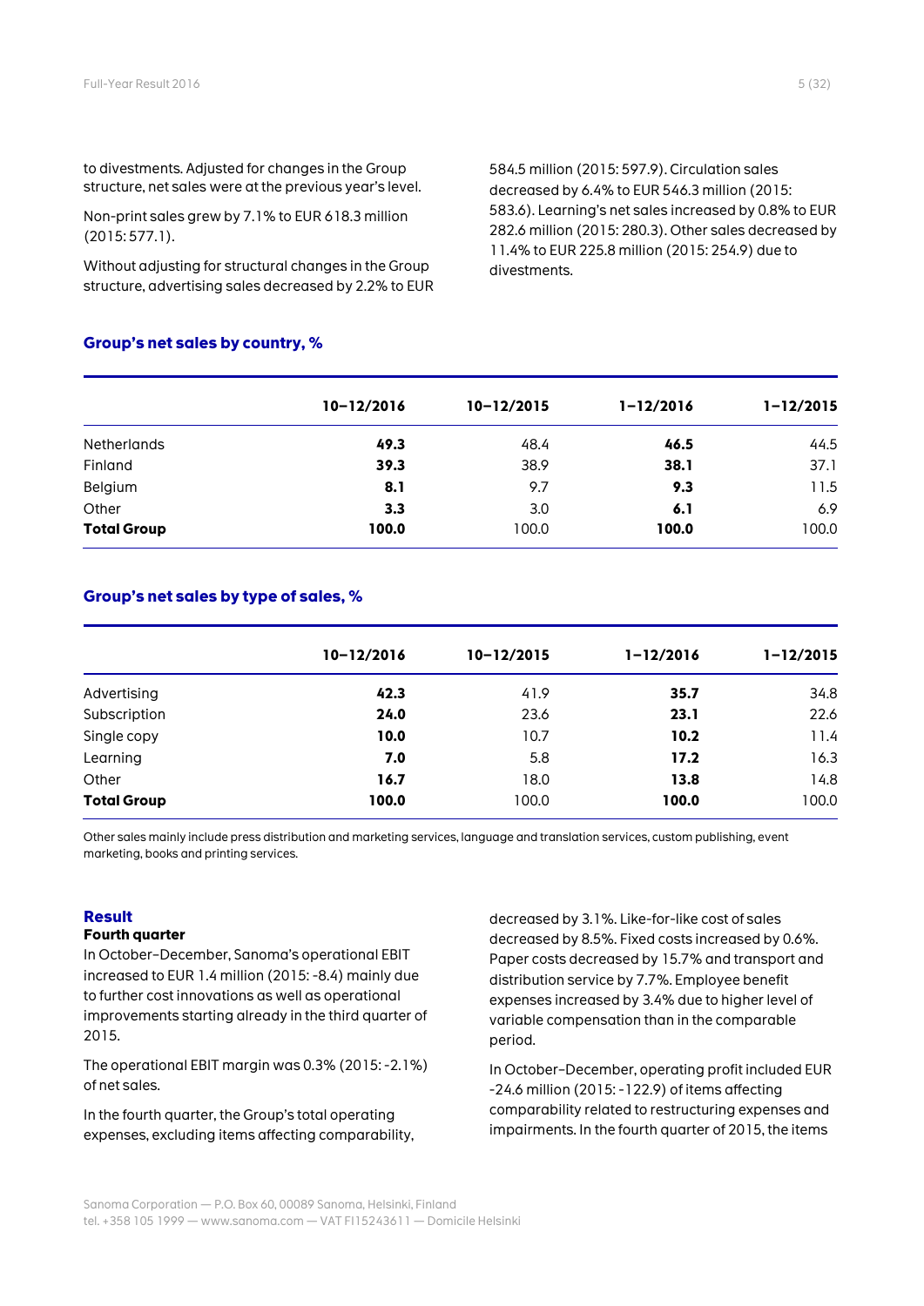to divestments. Adjusted for changes in the Group structure, net sales were at the previous year's level.

Non-print sales grew by 7.1% to EUR 618.3 million (2015: 577.1).

Without adjusting for structural changes in the Group structure, advertising sales decreased by 2.2% to EUR 584.5 million (2015: 597.9). Circulation sales decreased by 6.4% to EUR 546.3 million (2015: 583.6). Learning's net sales increased by 0.8% to EUR 282.6 million (2015: 280.3). Other sales decreased by 11.4% to EUR 225.8 million (2015: 254.9) due to divestments.

### Group's net sales by country, %

| | 10–12/2016 | 10–12/2015 | 1–12/2016 | 1–12/2015 |
|---|---|---|---|---|
| Netherlands | **49.3** | 48.4 | **46.5** | 44.5 |
| Finland | **39.3** | 38.9 | **38.1** | 37.1 |
| Belgium | **8.1** | 9.7 | **9.3** | 11.5 |
| Other | **3.3** | 3.0 | **6.1** | 6.9 |
| **Total Group** | **100.0** | 100.0 | **100.0** | 100.0 |

### Group's net sales by type of sales, %

| | 10–12/2016 | 10–12/2015 | 1–12/2016 | 1–12/2015 |
|---|---|---|---|---|
| Advertising | **42.3** | 41.9 | **35.7** | 34.8 |
| Subscription | **24.0** | 23.6 | **23.1** | 22.6 |
| Single copy | **10.0** | 10.7 | **10.2** | 11.4 |
| Learning | **7.0** | 5.8 | **17.2** | 16.3 |
| Other | **16.7** | 18.0 | **13.8** | 14.8 |
| **Total Group** | **100.0** | 100.0 | **100.0** | 100.0 |

Other sales mainly include press distribution and marketing services, language and translation services, custom publishing, event marketing, books and printing services.

## Result

**Fourth quarter**

In October–December, Sanoma's operational EBIT increased to EUR 1.4 million (2015: -8.4) mainly due to further cost innovations as well as operational improvements starting already in the third quarter of 2015.

The operational EBIT margin was 0.3% (2015: -2.1%) of net sales.

In the fourth quarter, the Group's total operating expenses, excluding items affecting comparability, decreased by 3.1%. Like-for-like cost of sales decreased by 8.5%. Fixed costs increased by 0.6%. Paper costs decreased by 15.7% and transport and distribution service by 7.7%. Employee benefit expenses increased by 3.4% due to higher level of variable compensation than in the comparable period.

In October–December, operating profit included EUR -24.6 million (2015: -122.9) of items affecting comparability related to restructuring expenses and impairments. In the fourth quarter of 2015, the items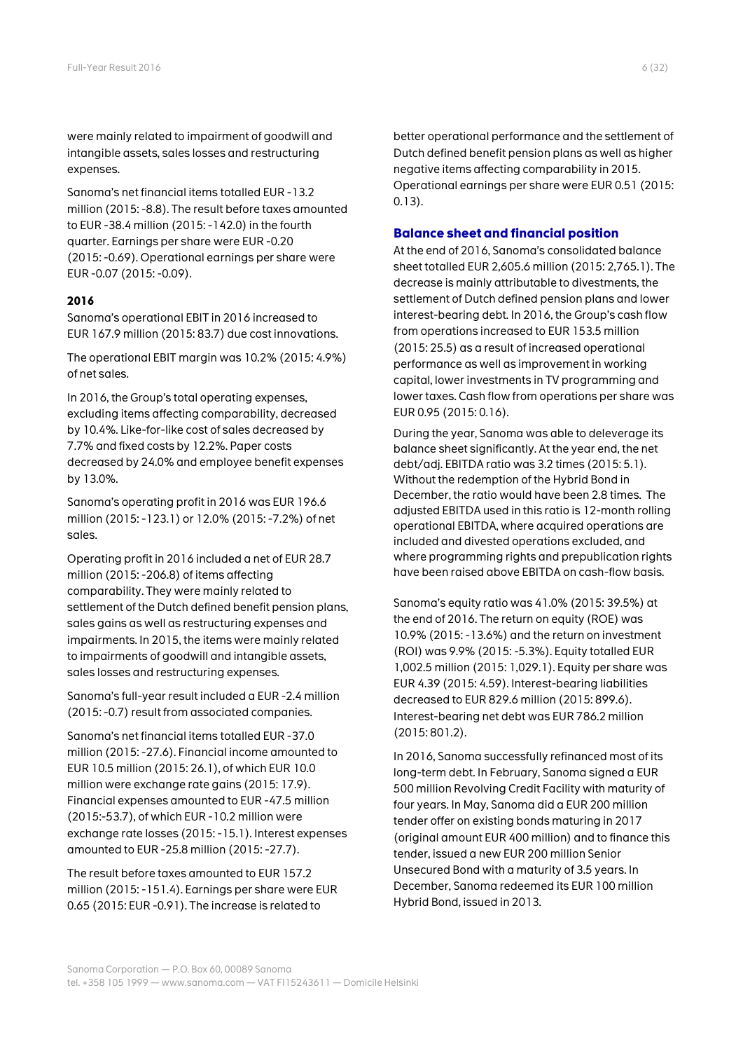were mainly related to impairment of goodwill and intangible assets, sales losses and restructuring expenses.

Sanoma's net financial items totalled EUR -13.2 million (2015: -8.8). The result before taxes amounted to EUR -38.4 million (2015: -142.0) in the fourth quarter. Earnings per share were EUR -0.20 (2015: -0.69). Operational earnings per share were EUR -0.07 (2015: -0.09).

**2016**

Sanoma's operational EBIT in 2016 increased to EUR 167.9 million (2015: 83.7) due cost innovations.

The operational EBIT margin was 10.2% (2015: 4.9%) of net sales.

In 2016, the Group's total operating expenses, excluding items affecting comparability, decreased by 10.4%. Like-for-like cost of sales decreased by 7.7% and fixed costs by 12.2%. Paper costs decreased by 24.0% and employee benefit expenses by 13.0%.

Sanoma's operating profit in 2016 was EUR 196.6 million (2015: -123.1) or 12.0% (2015: -7.2%) of net sales.

Operating profit in 2016 included a net of EUR 28.7 million (2015: -206.8) of items affecting comparability. They were mainly related to settlement of the Dutch defined benefit pension plans, sales gains as well as restructuring expenses and impairments. In 2015, the items were mainly related to impairments of goodwill and intangible assets, sales losses and restructuring expenses.

Sanoma's full-year result included a EUR -2.4 million (2015: -0.7) result from associated companies.

Sanoma's net financial items totalled EUR -37.0 million (2015: -27.6). Financial income amounted to EUR 10.5 million (2015: 26.1), of which EUR 10.0 million were exchange rate gains (2015: 17.9). Financial expenses amounted to EUR -47.5 million (2015:-53.7), of which EUR -10.2 million were exchange rate losses (2015: -15.1). Interest expenses amounted to EUR -25.8 million (2015: -27.7).

The result before taxes amounted to EUR 157.2 million (2015: -151.4). Earnings per share were EUR 0.65 (2015: EUR -0.91). The increase is related to better operational performance and the settlement of Dutch defined benefit pension plans as well as higher negative items affecting comparability in 2015. Operational earnings per share were EUR 0.51 (2015: 0.13).

## Balance sheet and financial position

At the end of 2016, Sanoma's consolidated balance sheet totalled EUR 2,605.6 million (2015: 2,765.1). The decrease is mainly attributable to divestments, the settlement of Dutch defined benefit pension plans and lower interest-bearing debt. In 2016, the Group's cash flow from operations increased to EUR 153.5 million (2015: 25.5) as a result of increased operational performance as well as improvement in working capital, lower investments in TV programming and lower taxes. Cash flow from operations per share was EUR 0.95 (2015: 0.16).

During the year, Sanoma was able to deleverage its balance sheet significantly. At the year end, the net debt/adj. EBITDA ratio was 3.2 times (2015: 5.1). Without the redemption of the Hybrid Bond in December, the ratio would have been 2.8 times. The adjusted EBITDA used in this ratio is 12-month rolling operational EBITDA, where acquired operations are included and divested operations excluded, and where programming rights and prepublication rights have been raised above EBITDA on cash-flow basis.

Sanoma's equity ratio was 41.0% (2015: 39.5%) at the end of 2016. The return on equity (ROE) was 10.9% (2015: -13.6%) and the return on investment (ROI) was 9.9% (2015: -5.3%). Equity totalled EUR 1,002.5 million (2015: 1,029.1). Equity per share was EUR 4.39 (2015: 4.59). Interest-bearing liabilities decreased to EUR 829.6 million (2015: 899.6). Interest-bearing net debt was EUR 786.2 million (2015: 801.2).

In 2016, Sanoma successfully refinanced most of its long-term debt. In February, Sanoma signed a EUR 500 million Revolving Credit Facility with maturity of four years. In May, Sanoma did a EUR 200 million tender offer on existing bonds maturing in 2017 (original amount EUR 400 million) and to finance this tender, issued a new EUR 200 million Senior Unsecured Bond with a maturity of 3.5 years. In December, Sanoma redeemed its EUR 100 million Hybrid Bond, issued in 2013.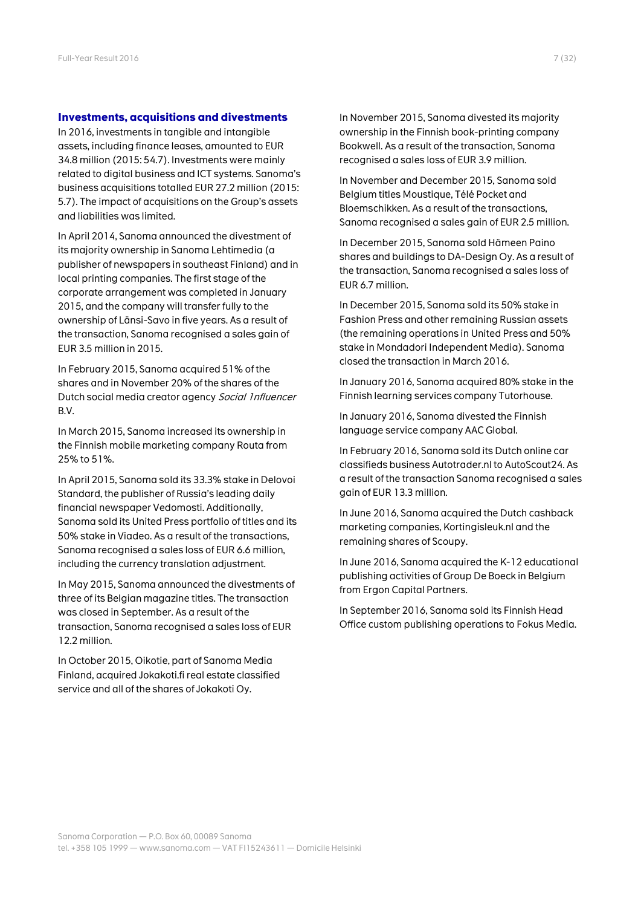## Investments, acquisitions and divestments

In 2016, investments in tangible and intangible assets, including finance leases, amounted to EUR 34.8 million (2015: 54.7). Investments were mainly related to digital business and ICT systems. Sanoma's business acquisitions totalled EUR 27.2 million (2015: 5.7). The impact of acquisitions on the Group's assets and liabilities was limited.

In April 2014, Sanoma announced the divestment of its majority ownership in Sanoma Lehtimedia (a publisher of newspapers in southeast Finland) and in local printing companies. The first stage of the corporate arrangement was completed in January 2015, and the company will transfer fully to the ownership of Länsi-Savo in five years. As a result of the transaction, Sanoma recognised a sales gain of EUR 3.5 million in 2015.

In February 2015, Sanoma acquired 51% of the shares and in November 20% of the shares of the Dutch social media creator agency *Social Influencer* B.V.

In March 2015, Sanoma increased its ownership in the Finnish mobile marketing company Routa from 25% to 51%.

In April 2015, Sanoma sold its 33.3% stake in Delovoi Standard, the publisher of Russia's leading daily financial newspaper Vedomosti. Additionally, Sanoma sold its United Press portfolio of titles and its 50% stake in Viadeo. As a result of the transactions, Sanoma recognised a sales loss of EUR 6.6 million, including the currency translation adjustment.

In May 2015, Sanoma announced the divestments of three of its Belgian magazine titles. The transaction was closed in September. As a result of the transaction, Sanoma recognised a sales loss of EUR 12.2 million.

In October 2015, Oikotie, part of Sanoma Media Finland, acquired Jokakoti.fi real estate classified service and all of the shares of Jokakoti Oy.

In November 2015, Sanoma divested its majority ownership in the Finnish book-printing company Bookwell. As a result of the transaction, Sanoma recognised a sales loss of EUR 3.9 million.

In November and December 2015, Sanoma sold Belgium titles Moustique, Télé Pocket and Bloemschikken. As a result of the transactions, Sanoma recognised a sales gain of EUR 2.5 million.

In December 2015, Sanoma sold Hämeen Paino shares and buildings to DA-Design Oy. As a result of the transaction, Sanoma recognised a sales loss of EUR 6.7 million.

In December 2015, Sanoma sold its 50% stake in Fashion Press and other remaining Russian assets (the remaining operations in United Press and 50% stake in Mondadori Independent Media). Sanoma closed the transaction in March 2016.

In January 2016, Sanoma acquired 80% stake in the Finnish learning services company Tutorhouse.

In January 2016, Sanoma divested the Finnish language service company AAC Global.

In February 2016, Sanoma sold its Dutch online car classifieds business Autotrader.nl to AutoScout24. As a result of the transaction Sanoma recognised a sales gain of EUR 13.3 million.

In June 2016, Sanoma acquired the Dutch cashback marketing companies, Kortingisleuk.nl and the remaining shares of Scoupy.

In June 2016, Sanoma acquired the K-12 educational publishing activities of Group De Boeck in Belgium from Ergon Capital Partners.

In September 2016, Sanoma sold its Finnish Head Office custom publishing operations to Fokus Media.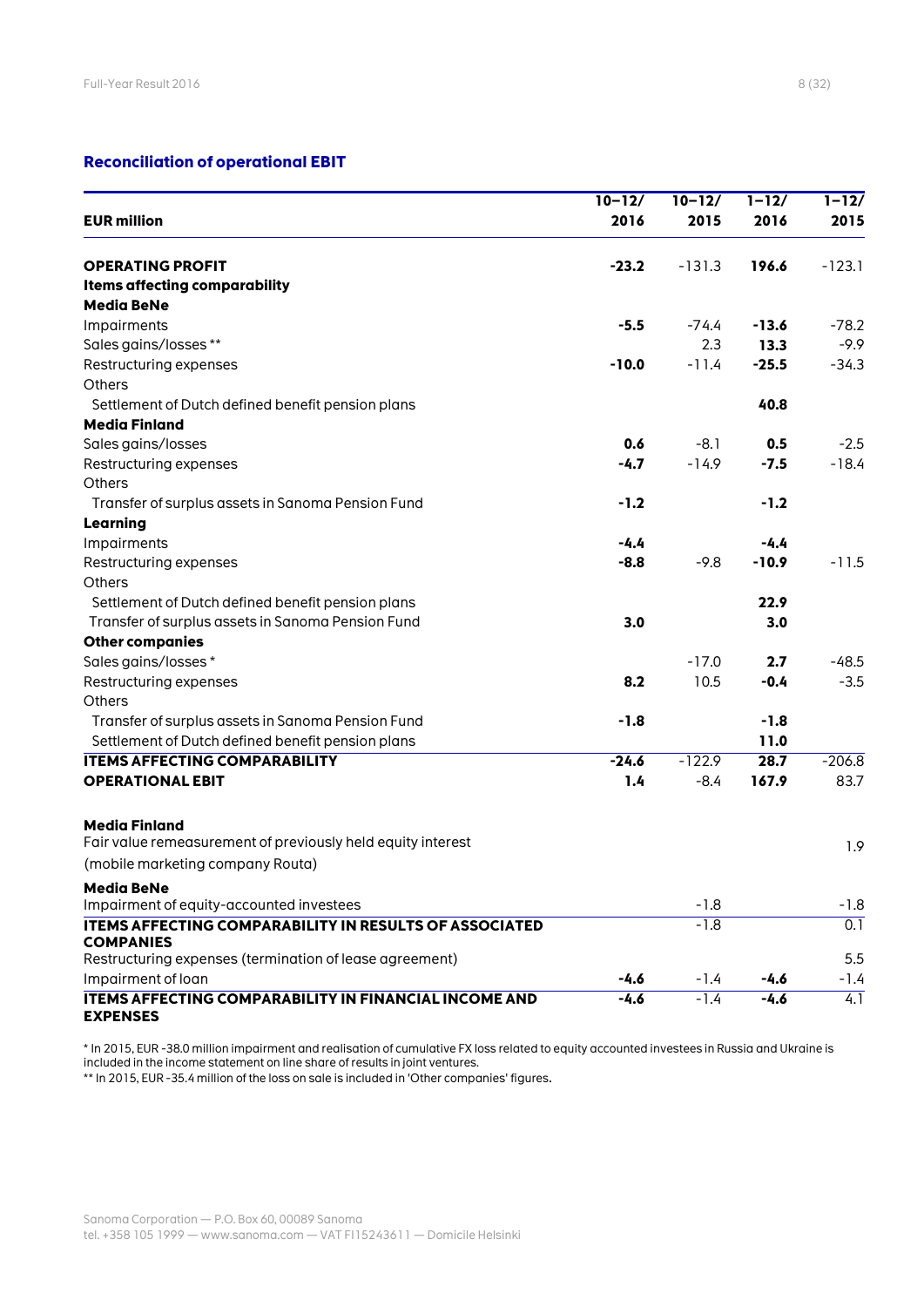## Reconciliation of operational EBIT

| EUR million | 10–12/ 2016 | 10–12/ 2015 | 1–12/ 2016 | 1–12/ 2015 |
|---|---|---|---|---|
| **OPERATING PROFIT** | **-23.2** | -131.3 | **196.6** | -123.1 |
| **Items affecting comparability** | | | | |
| **Media BeNe** | | | | |
| Impairments | **-5.5** | -74.4 | **-13.6** | -78.2 |
| Sales gains/losses ** | | 2.3 | **13.3** | -9.9 |
| Restructuring expenses | **-10.0** | -11.4 | **-25.5** | -34.3 |
| Others | | | | |
| Settlement of Dutch defined benefit pension plans | | | **40.8** | |
| **Media Finland** | | | | |
| Sales gains/losses | **0.6** | -8.1 | **0.5** | -2.5 |
| Restructuring expenses | **-4.7** | -14.9 | **-7.5** | -18.4 |
| Others | | | | |
| Transfer of surplus assets in Sanoma Pension Fund | **-1.2** | | **-1.2** | |
| **Learning** | | | | |
| Impairments | **-4.4** | | **-4.4** | |
| Restructuring expenses | **-8.8** | -9.8 | **-10.9** | -11.5 |
| Others | | | | |
| Settlement of Dutch defined benefit pension plans | | | **22.9** | |
| Transfer of surplus assets in Sanoma Pension Fund | **3.0** | | **3.0** | |
| **Other companies** | | | | |
| Sales gains/losses * | | -17.0 | **2.7** | -48.5 |
| Restructuring expenses | **8.2** | 10.5 | **-0.4** | -3.5 |
| Others | | | | |
| Transfer of surplus assets in Sanoma Pension Fund | **-1.8** | | **-1.8** | |
| Settlement of Dutch defined benefit pension plans | | | **11.0** | |
| **ITEMS AFFECTING COMPARABILITY** | **-24.6** | -122.9 | **28.7** | -206.8 |
| **OPERATIONAL EBIT** | **1.4** | -8.4 | **167.9** | 83.7 |
| | | | | |
| **Media Finland** | | | | |
| Fair value remeasurement of previously held equity interest (mobile marketing company Routa) | | | | 1.9 |
| **Media BeNe** | | | | |
| Impairment of equity-accounted investees | | -1.8 | | -1.8 |
| **ITEMS AFFECTING COMPARABILITY IN RESULTS OF ASSOCIATED COMPANIES** | | -1.8 | | 0.1 |
| Restructuring expenses (termination of lease agreement) | | | | 5.5 |
| Impairment of loan | **-4.6** | -1.4 | **-4.6** | -1.4 |
| **ITEMS AFFECTING COMPARABILITY IN FINANCIAL INCOME AND EXPENSES** | **-4.6** | -1.4 | **-4.6** | 4.1 |

* In 2015, EUR -38.0 million impairment and realisation of cumulative FX loss related to equity accounted investees in Russia and Ukraine is included in the income statement on line share of results in joint ventures.

** In 2015, EUR -35.4 million of the loss on sale is included in 'Other companies' figures.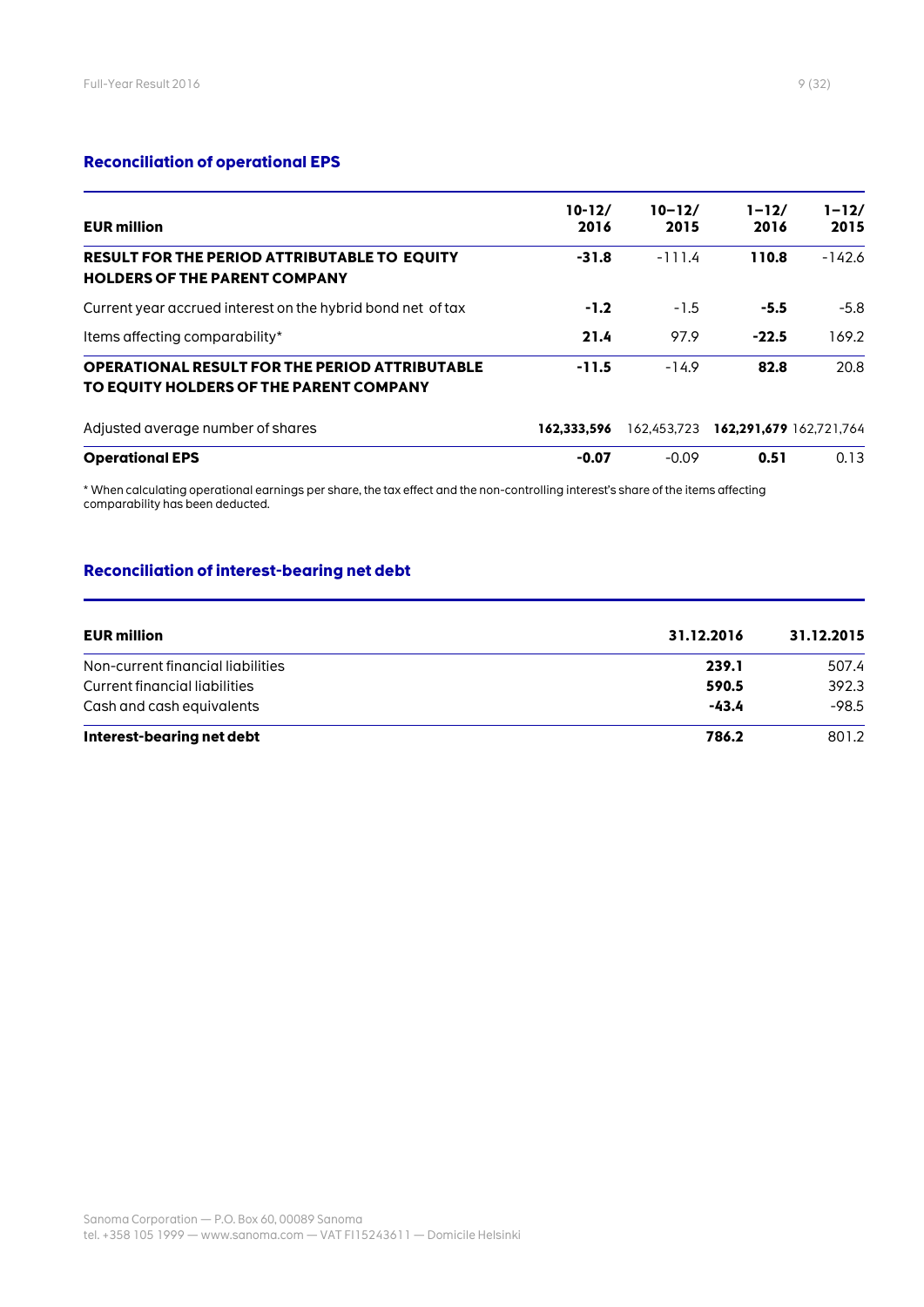## Reconciliation of operational EPS

| EUR million | 10-12/ 2016 | 10–12/ 2015 | 1–12/ 2016 | 1–12/ 2015 |
|---|---|---|---|---|
| **RESULT FOR THE PERIOD ATTRIBUTABLE TO EQUITY HOLDERS OF THE PARENT COMPANY** | **-31.8** | -111.4 | **110.8** | -142.6 |
| Current year accrued interest on the hybrid bond net of tax | **-1.2** | -1.5 | **-5.5** | -5.8 |
| Items affecting comparability* | **21.4** | 97.9 | **-22.5** | 169.2 |
| **OPERATIONAL RESULT FOR THE PERIOD ATTRIBUTABLE TO EQUITY HOLDERS OF THE PARENT COMPANY** | **-11.5** | -14.9 | **82.8** | 20.8 |
| Adjusted average number of shares | **162,333,596** | 162,453,723 | **162,291,679** | 162,721,764 |
| **Operational EPS** | **-0.07** | -0.09 | **0.51** | 0.13 |

* When calculating operational earnings per share, the tax effect and the non-controlling interest's share of the items affecting comparability has been deducted.

## Reconciliation of interest-bearing net debt

| EUR million | 31.12.2016 | 31.12.2015 |
|---|---|---|
| Non-current financial liabilities | **239.1** | 507.4 |
| Current financial liabilities | **590.5** | 392.3 |
| Cash and cash equivalents | **-43.4** | -98.5 |
| **Interest-bearing net debt** | **786.2** | 801.2 |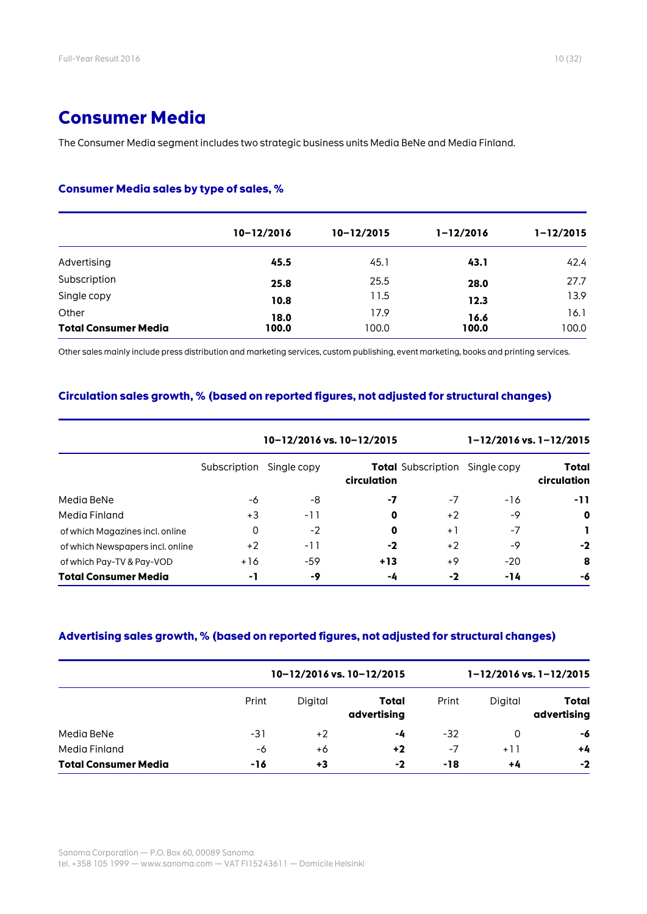# Consumer Media

The Consumer Media segment includes two strategic business units Media BeNe and Media Finland.

### Consumer Media sales by type of sales, %

| | 10–12/2016 | 10–12/2015 | 1–12/2016 | 1–12/2015 |
|---|---|---|---|---|
| Advertising | **45.5** | 45.1 | **43.1** | 42.4 |
| Subscription | **25.8** | 25.5 | **28.0** | 27.7 |
| Single copy | **10.8** | 11.5 | **12.3** | 13.9 |
| Other | **18.0** | 17.9 | **16.6** | 16.1 |
| **Total Consumer Media** | **100.0** | 100.0 | **100.0** | 100.0 |

Other sales mainly include press distribution and marketing services, custom publishing, event marketing, books and printing services.

### Circulation sales growth, % (based on reported figures, not adjusted for structural changes)

| | 10–12/2016 vs. 10–12/2015 | | | 1–12/2016 vs. 1–12/2015 | | |
|---|---|---|---|---|---|---|
| | Subscription | Single copy | **Total circulation** | Subscription | Single copy | **Total circulation** |
| Media BeNe | -6 | -8 | **-7** | -7 | -16 | **-11** |
| Media Finland | +3 | -11 | **0** | +2 | -9 | **0** |
| of which Magazines incl. online | 0 | -2 | **0** | +1 | -7 | **1** |
| of which Newspapers incl. online | +2 | -11 | **-2** | +2 | -9 | **-2** |
| of which Pay-TV & Pay-VOD | +16 | -59 | **+13** | +9 | -20 | **8** |
| **Total Consumer Media** | **-1** | **-9** | **-4** | **-2** | **-14** | **-6** |

### Advertising sales growth, % (based on reported figures, not adjusted for structural changes)

| | 10–12/2016 vs. 10–12/2015 | | | 1–12/2016 vs. 1–12/2015 | | |
|---|---|---|---|---|---|---|
| | Print | Digital | **Total advertising** | Print | Digital | **Total advertising** |
| Media BeNe | -31 | +2 | **-4** | -32 | 0 | **-6** |
| Media Finland | -6 | +6 | **+2** | -7 | +11 | **+4** |
| **Total Consumer Media** | **-16** | **+3** | **-2** | **-18** | **+4** | **-2** |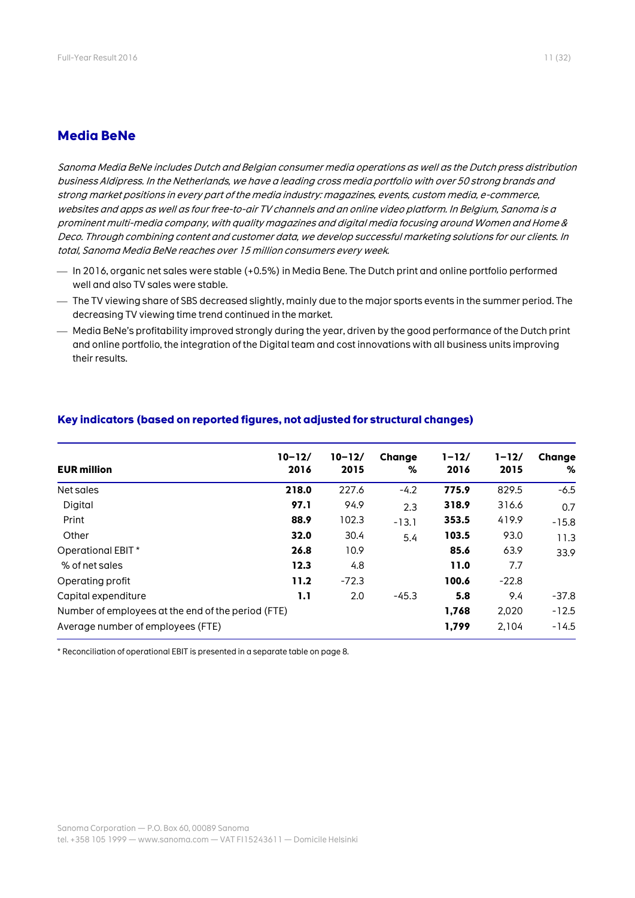## Media BeNe

*Sanoma Media BeNe includes Dutch and Belgian consumer media operations as well as the Dutch press distribution business Aldipress. In the Netherlands, we have a leading cross media portfolio with over 50 strong brands and strong market positions in every part of the media industry: magazines, events, custom media, e-commerce, websites and apps as well as four free-to-air TV channels and an online video platform. In Belgium, Sanoma is a prominent multi-media company, with quality magazines and digital media focusing around Women and Home & Deco. Through combining content and customer data, we develop successful marketing solutions for our clients. In total, Sanoma Media BeNe reaches over 15 million consumers every week.*

- In 2016, organic net sales were stable (+0.5%) in Media Bene. The Dutch print and online portfolio performed well and also TV sales were stable.
- The TV viewing share of SBS decreased slightly, mainly due to the major sports events in the summer period. The decreasing TV viewing time trend continued in the market.
- Media BeNe's profitability improved strongly during the year, driven by the good performance of the Dutch print and online portfolio, the integration of the Digital team and cost innovations with all business units improving their results.

### Key indicators (based on reported figures, not adjusted for structural changes)

| EUR million | 10–12/ 2016 | 10–12/ 2015 | Change % | 1–12/ 2016 | 1–12/ 2015 | Change % |
|---|---|---|---|---|---|---|
| Net sales | **218.0** | 227.6 | -4.2 | **775.9** | 829.5 | -6.5 |
| Digital | **97.1** | 94.9 | 2.3 | **318.9** | 316.6 | 0.7 |
| Print | **88.9** | 102.3 | -13.1 | **353.5** | 419.9 | -15.8 |
| Other | **32.0** | 30.4 | 5.4 | **103.5** | 93.0 | 11.3 |
| Operational EBIT * | **26.8** | 10.9 | | **85.6** | 63.9 | 33.9 |
| % of net sales | **12.3** | 4.8 | | **11.0** | 7.7 | |
| Operating profit | **11.2** | -72.3 | | **100.6** | -22.8 | |
| Capital expenditure | **1.1** | 2.0 | -45.3 | **5.8** | 9.4 | -37.8 |
| Number of employees at the end of the period (FTE) | | | | **1,768** | 2,020 | -12.5 |
| Average number of employees (FTE) | | | | **1,799** | 2,104 | -14.5 |

* Reconciliation of operational EBIT is presented in a separate table on page 8.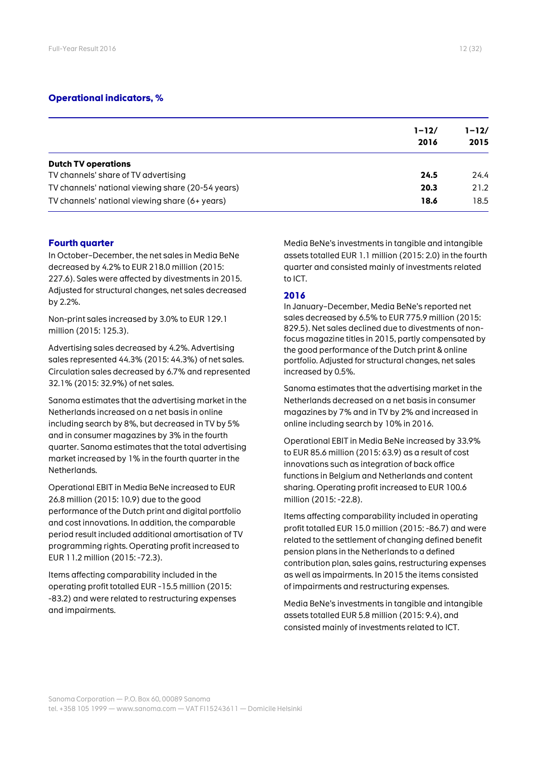### Operational indicators, %

| | 1–12/ 2016 | 1–12/ 2015 |
|---|---|---|
| **Dutch TV operations** | | |
| TV channels' share of TV advertising | **24.5** | 24.4 |
| TV channels' national viewing share (20-54 years) | **20.3** | 21.2 |
| TV channels' national viewing share (6+ years) | **18.6** | 18.5 |

### Fourth quarter

In October–December, the net sales in Media BeNe decreased by 4.2% to EUR 218.0 million (2015: 227.6). Sales were affected by divestments in 2015. Adjusted for structural changes, net sales decreased by 2.2%.

Non-print sales increased by 3.0% to EUR 129.1 million (2015: 125.3).

Advertising sales decreased by 4.2%. Advertising sales represented 44.3% (2015: 44.3%) of net sales. Circulation sales decreased by 6.7% and represented 32.1% (2015: 32.9%) of net sales.

Sanoma estimates that the advertising market in the Netherlands increased on a net basis in online including search by 8%, but decreased in TV by 5% and in consumer magazines by 3% in the fourth quarter. Sanoma estimates that the total advertising market increased by 1% in the fourth quarter in the Netherlands.

Operational EBIT in Media BeNe increased to EUR 26.8 million (2015: 10.9) due to the good performance of the Dutch print and digital portfolio and cost innovations. In addition, the comparable period result included additional amortisation of TV programming rights. Operating profit increased to EUR 11.2 million (2015: -72.3).

Items affecting comparability included in the operating profit totalled EUR -15.5 million (2015: -83.2) and were related to restructuring expenses and impairments.

Media BeNe's investments in tangible and intangible assets totalled EUR 1.1 million (2015: 2.0) in the fourth quarter and consisted mainly of investments related to ICT.

### 2016

In January–December, Media BeNe's reported net sales decreased by 6.5% to EUR 775.9 million (2015: 829.5). Net sales declined due to divestments of non-focus magazine titles in 2015, partly compensated by the good performance of the Dutch print & online portfolio. Adjusted for structural changes, net sales increased by 0.5%.

Sanoma estimates that the advertising market in the Netherlands decreased on a net basis in consumer magazines by 7% and in TV by 2% and increased in online including search by 10% in 2016.

Operational EBIT in Media BeNe increased by 33.9% to EUR 85.6 million (2015: 63.9) as a result of cost innovations such as integration of back office functions in Belgium and Netherlands and content sharing. Operating profit increased to EUR 100.6 million (2015: -22.8).

Items affecting comparability included in operating profit totalled EUR 15.0 million (2015: -86.7) and were related to the settlement of changing defined benefit pension plans in the Netherlands to a defined contribution plan, sales gains, restructuring expenses as well as impairments. In 2015 the items consisted of impairments and restructuring expenses.

Media BeNe's investments in tangible and intangible assets totalled EUR 5.8 million (2015: 9.4), and consisted mainly of investments related to ICT.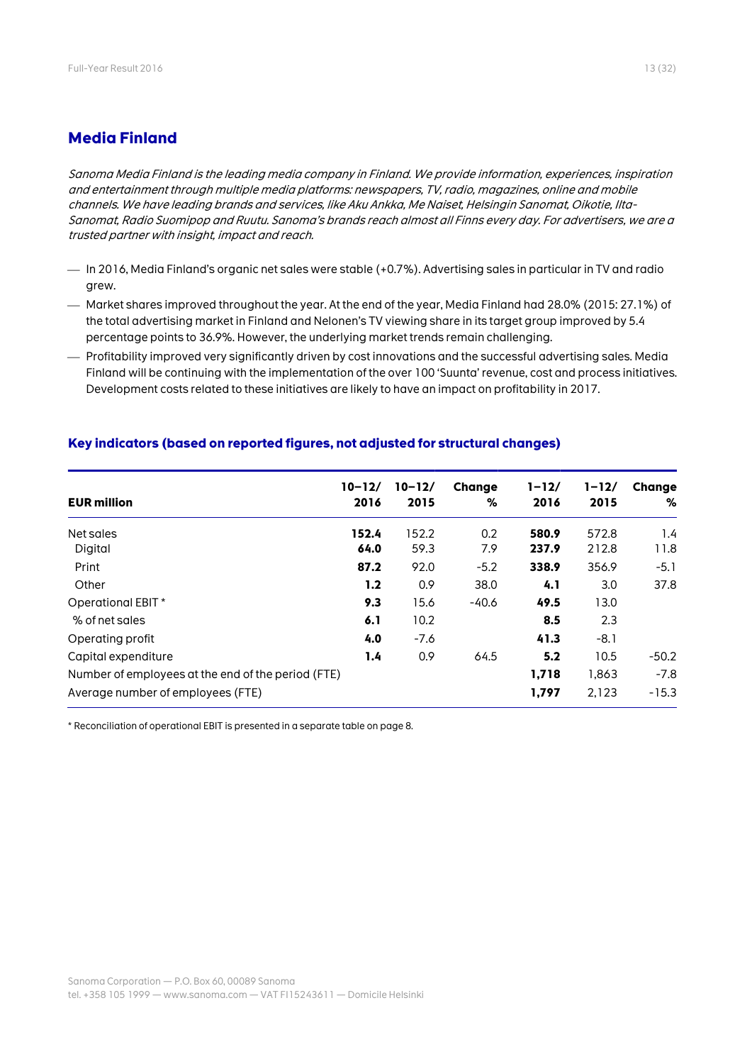## Media Finland

*Sanoma Media Finland is the leading media company in Finland. We provide information, experiences, inspiration and entertainment through multiple media platforms: newspapers, TV, radio, magazines, online and mobile channels. We have leading brands and services, like Aku Ankka, Me Naiset, Helsingin Sanomat, Oikotie, Ilta-Sanomat, Radio Suomipop and Ruutu. Sanoma's brands reach almost all Finns every day. For advertisers, we are a trusted partner with insight, impact and reach.*

- In 2016, Media Finland's organic net sales were stable (+0.7%). Advertising sales in particular in TV and radio grew.
- Market shares improved throughout the year. At the end of the year, Media Finland had 28.0% (2015: 27.1%) of the total advertising market in Finland and Nelonen's TV viewing share in its target group improved by 5.4 percentage points to 36.9%. However, the underlying market trends remain challenging.
- Profitability improved very significantly driven by cost innovations and the successful advertising sales. Media Finland will be continuing with the implementation of the over 100 'Suunta' revenue, cost and process initiatives. Development costs related to these initiatives are likely to have an impact on profitability in 2017.

### Key indicators (based on reported figures, not adjusted for structural changes)

| EUR million | 10–12/ 2016 | 10–12/ 2015 | Change % | 1–12/ 2016 | 1–12/ 2015 | Change % |
|---|---|---|---|---|---|---|
| Net sales | **152.4** | 152.2 | 0.2 | **580.9** | 572.8 | 1.4 |
| Digital | **64.0** | 59.3 | 7.9 | **237.9** | 212.8 | 11.8 |
| Print | **87.2** | 92.0 | -5.2 | **338.9** | 356.9 | -5.1 |
| Other | **1.2** | 0.9 | 38.0 | **4.1** | 3.0 | 37.8 |
| Operational EBIT * | **9.3** | 15.6 | -40.6 | **49.5** | 13.0 | |
| % of net sales | **6.1** | 10.2 | | **8.5** | 2.3 | |
| Operating profit | **4.0** | -7.6 | | **41.3** | -8.1 | |
| Capital expenditure | **1.4** | 0.9 | 64.5 | **5.2** | 10.5 | -50.2 |
| Number of employees at the end of the period (FTE) | | | | **1,718** | 1,863 | -7.8 |
| Average number of employees (FTE) | | | | **1,797** | 2,123 | -15.3 |

* Reconciliation of operational EBIT is presented in a separate table on page 8.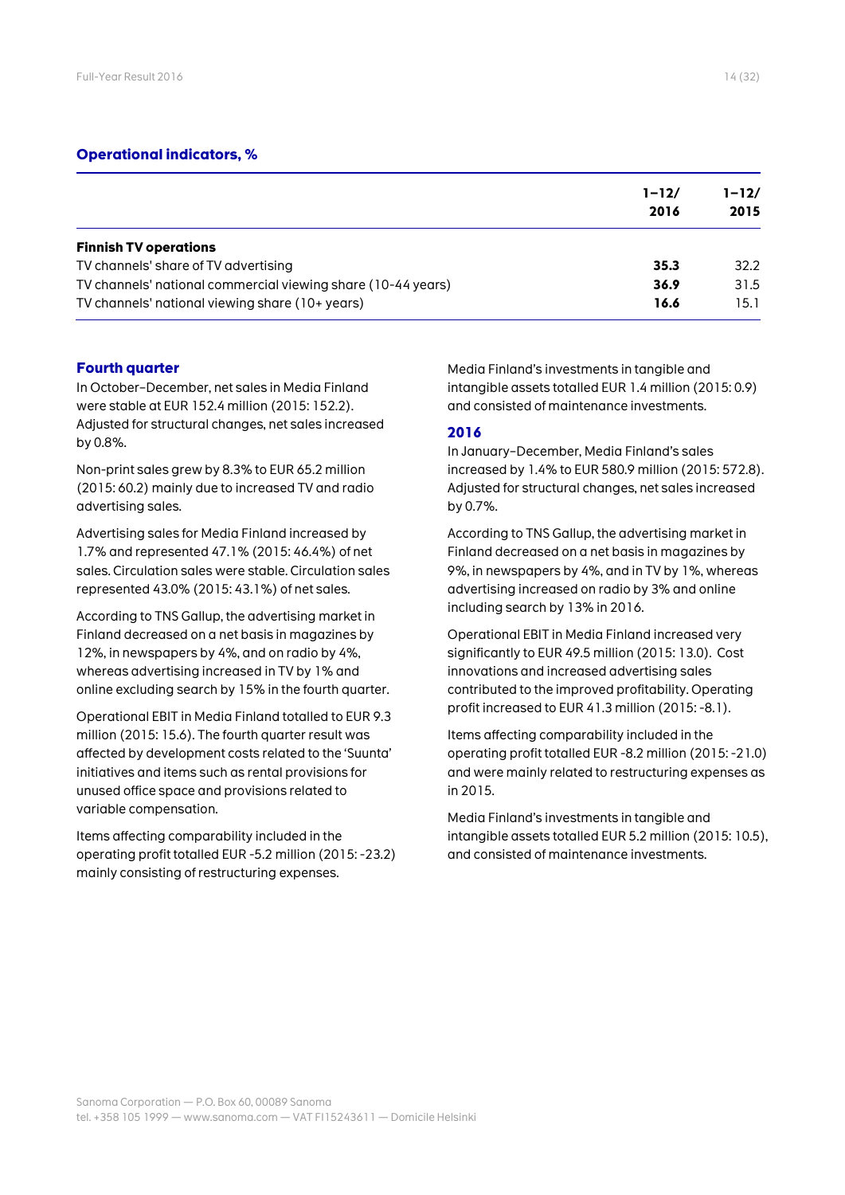### Operational indicators, %

| | 1–12/ 2016 | 1–12/ 2015 |
|---|---|---|
| **Finnish TV operations** | | |
| TV channels' share of TV advertising | **35.3** | 32.2 |
| TV channels' national commercial viewing share (10-44 years) | **36.9** | 31.5 |
| TV channels' national viewing share (10+ years) | **16.6** | 15.1 |

### Fourth quarter

In October–December, net sales in Media Finland were stable at EUR 152.4 million (2015: 152.2). Adjusted for structural changes, net sales increased by 0.8%.

Non-print sales grew by 8.3% to EUR 65.2 million (2015: 60.2) mainly due to increased TV and radio advertising sales.

Advertising sales for Media Finland increased by 1.7% and represented 47.1% (2015: 46.4%) of net sales. Circulation sales were stable. Circulation sales represented 43.0% (2015: 43.1%) of net sales.

According to TNS Gallup, the advertising market in Finland decreased on a net basis in magazines by 12%, in newspapers by 4%, and on radio by 4%, whereas advertising increased in TV by 1% and online excluding search by 15% in the fourth quarter.

Operational EBIT in Media Finland totalled to EUR 9.3 million (2015: 15.6). The fourth quarter result was affected by development costs related to the 'Suunta' initiatives and items such as rental provisions for unused office space and provisions related to variable compensation.

Items affecting comparability included in the operating profit totalled EUR -5.2 million (2015: -23.2) mainly consisting of restructuring expenses.

Media Finland's investments in tangible and intangible assets totalled EUR 1.4 million (2015: 0.9) and consisted of maintenance investments.

### 2016

In January–December, Media Finland's sales increased by 1.4% to EUR 580.9 million (2015: 572.8). Adjusted for structural changes, net sales increased by 0.7%.

According to TNS Gallup, the advertising market in Finland decreased on a net basis in magazines by 9%, in newspapers by 4%, and in TV by 1%, whereas advertising increased on radio by 3% and online including search by 13% in 2016.

Operational EBIT in Media Finland increased very significantly to EUR 49.5 million (2015: 13.0). Cost innovations and increased advertising sales contributed to the improved profitability. Operating profit increased to EUR 41.3 million (2015: -8.1).

Items affecting comparability included in the operating profit totalled EUR -8.2 million (2015: -21.0) and were mainly related to restructuring expenses as in 2015.

Media Finland's investments in tangible and intangible assets totalled EUR 5.2 million (2015: 10.5), and consisted of maintenance investments.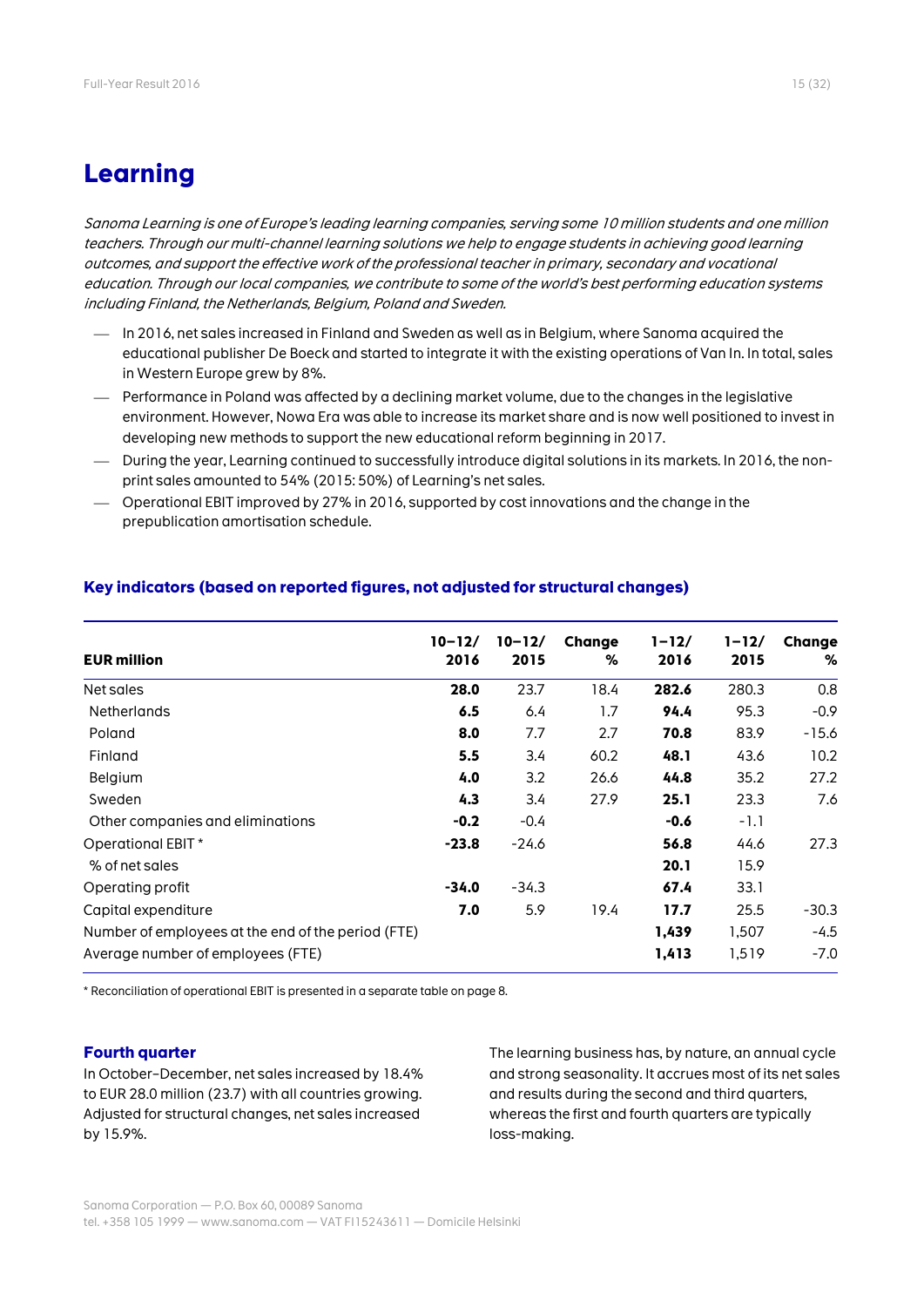# Learning

*Sanoma Learning is one of Europe's leading learning companies, serving some 10 million students and one million teachers. Through our multi-channel learning solutions we help to engage students in achieving good learning outcomes, and support the effective work of the professional teacher in primary, secondary and vocational education. Through our local companies, we contribute to some of the world's best performing education systems including Finland, the Netherlands, Belgium, Poland and Sweden.*

- In 2016, net sales increased in Finland and Sweden as well as in Belgium, where Sanoma acquired the educational publisher De Boeck and started to integrate it with the existing operations of Van In. In total, sales in Western Europe grew by 8%.
- Performance in Poland was affected by a declining market volume, due to the changes in the legislative environment. However, Nowa Era was able to increase its market share and is now well positioned to invest in developing new methods to support the new educational reform beginning in 2017.
- During the year, Learning continued to successfully introduce digital solutions in its markets. In 2016, the non-print sales amounted to 54% (2015: 50%) of Learning's net sales.
- Operational EBIT improved by 27% in 2016, supported by cost innovations and the change in the prepublication amortisation schedule.

### Key indicators (based on reported figures, not adjusted for structural changes)

| EUR million | 10–12/ 2016 | 10–12/ 2015 | Change % | 1–12/ 2016 | 1–12/ 2015 | Change % |
|---|---|---|---|---|---|---|
| Net sales | **28.0** | 23.7 | 18.4 | **282.6** | 280.3 | 0.8 |
| Netherlands | **6.5** | 6.4 | 1.7 | **94.4** | 95.3 | -0.9 |
| Poland | **8.0** | 7.7 | 2.7 | **70.8** | 83.9 | -15.6 |
| Finland | **5.5** | 3.4 | 60.2 | **48.1** | 43.6 | 10.2 |
| Belgium | **4.0** | 3.2 | 26.6 | **44.8** | 35.2 | 27.2 |
| Sweden | **4.3** | 3.4 | 27.9 | **25.1** | 23.3 | 7.6 |
| Other companies and eliminations | **-0.2** | -0.4 | | **-0.6** | -1.1 | |
| Operational EBIT * | **-23.8** | -24.6 | | **56.8** | 44.6 | 27.3 |
| % of net sales | | | | **20.1** | 15.9 | |
| Operating profit | **-34.0** | -34.3 | | **67.4** | 33.1 | |
| Capital expenditure | **7.0** | 5.9 | 19.4 | **17.7** | 25.5 | -30.3 |
| Number of employees at the end of the period (FTE) | | | | **1,439** | 1,507 | -4.5 |
| Average number of employees (FTE) | | | | **1,413** | 1,519 | -7.0 |

\* Reconciliation of operational EBIT is presented in a separate table on page 8.

### Fourth quarter

In October–December, net sales increased by 18.4% to EUR 28.0 million (23.7) with all countries growing. Adjusted for structural changes, net sales increased by 15.9%.

The learning business has, by nature, an annual cycle and strong seasonality. It accrues most of its net sales and results during the second and third quarters, whereas the first and fourth quarters are typically loss-making.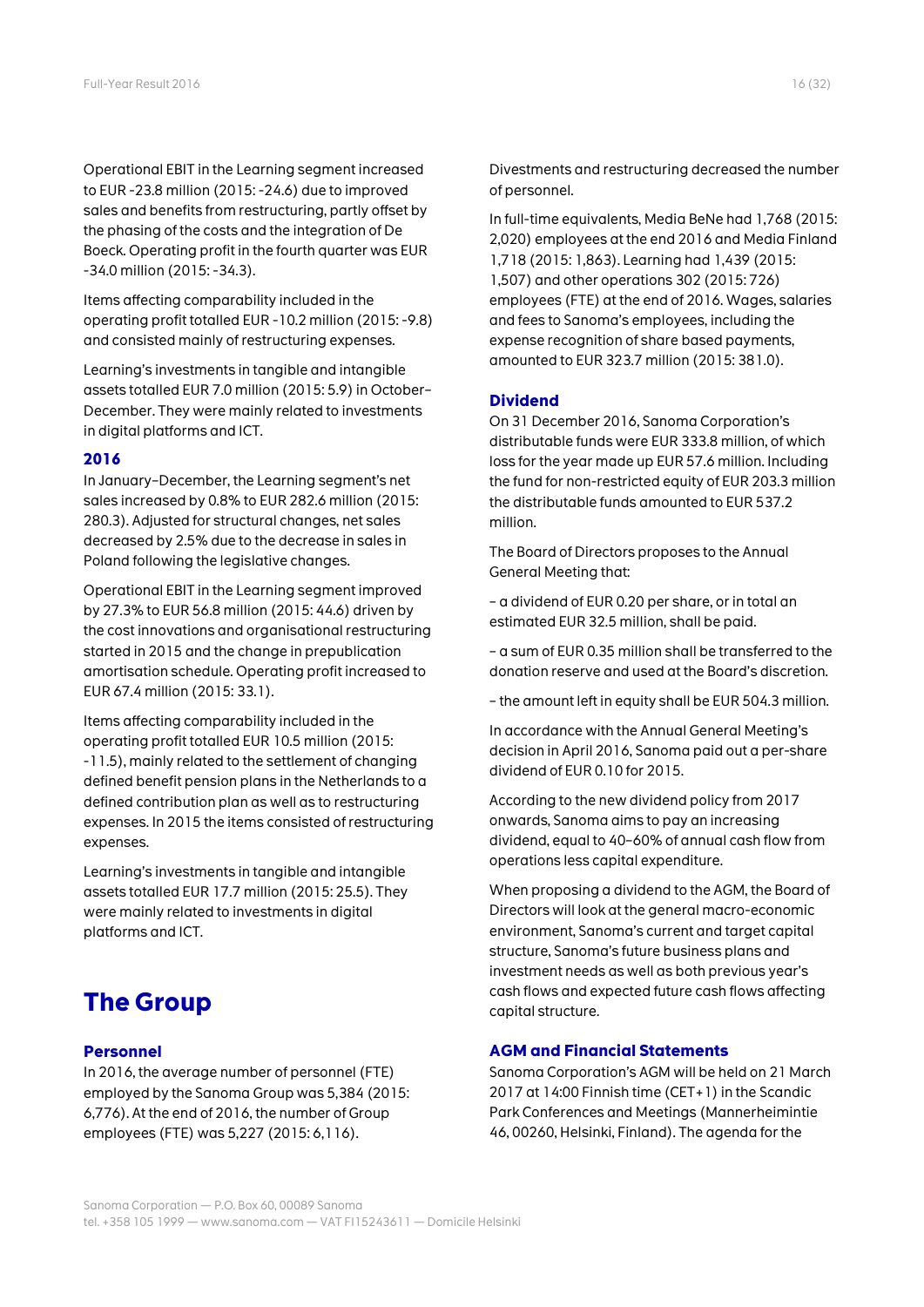Operational EBIT in the Learning segment increased to EUR -23.8 million (2015: -24.6) due to improved sales and benefits from restructuring, partly offset by the phasing of the costs and the integration of De Boeck. Operating profit in the fourth quarter was EUR -34.0 million (2015: -34.3).

Items affecting comparability included in the operating profit totalled EUR -10.2 million (2015: -9.8) and consisted mainly of restructuring expenses.

Learning's investments in tangible and intangible assets totalled EUR 7.0 million (2015: 5.9) in October–December. They were mainly related to investments in digital platforms and ICT.

### 2016

In January–December, the Learning segment's net sales increased by 0.8% to EUR 282.6 million (2015: 280.3). Adjusted for structural changes, net sales decreased by 2.5% due to the decrease in sales in Poland following the legislative changes.

Operational EBIT in the Learning segment improved by 27.3% to EUR 56.8 million (2015: 44.6) driven by the cost innovations and organisational restructuring started in 2015 and the change in prepublication amortisation schedule. Operating profit increased to EUR 67.4 million (2015: 33.1).

Items affecting comparability included in the operating profit totalled EUR 10.5 million (2015: -11.5), mainly related to the settlement of changing defined benefit pension plans in the Netherlands to a defined contribution plan as well as to restructuring expenses. In 2015 the items consisted of restructuring expenses.

Learning's investments in tangible and intangible assets totalled EUR 17.7 million (2015: 25.5). They were mainly related to investments in digital platforms and ICT.

# The Group

### Personnel

In 2016, the average number of personnel (FTE) employed by the Sanoma Group was 5,384 (2015: 6,776). At the end of 2016, the number of Group employees (FTE) was 5,227 (2015: 6,116).

Divestments and restructuring decreased the number of personnel.

In full-time equivalents, Media BeNe had 1,768 (2015: 2,020) employees at the end 2016 and Media Finland 1,718 (2015: 1,863). Learning had 1,439 (2015: 1,507) and other operations 302 (2015: 726) employees (FTE) at the end of 2016. Wages, salaries and fees to Sanoma's employees, including the expense recognition of share based payments, amounted to EUR 323.7 million (2015: 381.0).

### Dividend

On 31 December 2016, Sanoma Corporation's distributable funds were EUR 333.8 million, of which loss for the year made up EUR 57.6 million. Including the fund for non-restricted equity of EUR 203.3 million the distributable funds amounted to EUR 537.2 million.

The Board of Directors proposes to the Annual General Meeting that:

– a dividend of EUR 0.20 per share, or in total an estimated EUR 32.5 million, shall be paid.

– a sum of EUR 0.35 million shall be transferred to the donation reserve and used at the Board's discretion.

– the amount left in equity shall be EUR 504.3 million.

In accordance with the Annual General Meeting's decision in April 2016, Sanoma paid out a per-share dividend of EUR 0.10 for 2015.

According to the new dividend policy from 2017 onwards, Sanoma aims to pay an increasing dividend, equal to 40–60% of annual cash flow from operations less capital expenditure.

When proposing a dividend to the AGM, the Board of Directors will look at the general macro-economic environment, Sanoma's current and target capital structure, Sanoma's future business plans and investment needs as well as both previous year's cash flows and expected future cash flows affecting capital structure.

### AGM and Financial Statements

Sanoma Corporation's AGM will be held on 21 March 2017 at 14:00 Finnish time (CET+1) in the Scandic Park Conferences and Meetings (Mannerheimintie 46, 00260, Helsinki, Finland). The agenda for the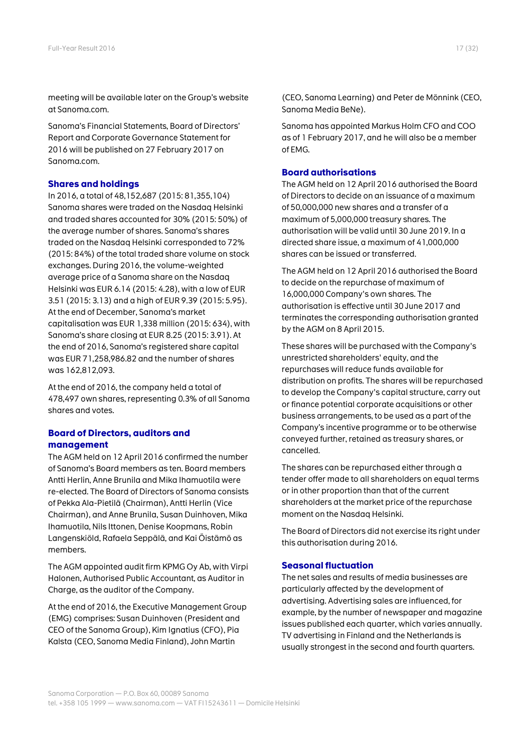meeting will be available later on the Group's website at Sanoma.com.

Sanoma's Financial Statements, Board of Directors' Report and Corporate Governance Statement for 2016 will be published on 27 February 2017 on Sanoma.com.

## Shares and holdings

In 2016, a total of 48,152,687 (2015: 81,355,104) Sanoma shares were traded on the Nasdaq Helsinki and traded shares accounted for 30% (2015: 50%) of the average number of shares. Sanoma's shares traded on the Nasdaq Helsinki corresponded to 72% (2015: 84%) of the total traded share volume on stock exchanges. During 2016, the volume-weighted average price of a Sanoma share on the Nasdaq Helsinki was EUR 6.14 (2015: 4.28), with a low of EUR 3.51 (2015: 3.13) and a high of EUR 9.39 (2015: 5.95). At the end of December, Sanoma's market capitalisation was EUR 1,338 million (2015: 634), with Sanoma's share closing at EUR 8.25 (2015: 3.91). At the end of 2016, Sanoma's registered share capital was EUR 71,258,986.82 and the number of shares was 162,812,093.

At the end of 2016, the company held a total of 478,497 own shares, representing 0.3% of all Sanoma shares and votes.

## Board of Directors, auditors and management

The AGM held on 12 April 2016 confirmed the number of Sanoma's Board members as ten. Board members Antti Herlin, Anne Brunila and Mika Ihamuotila were re-elected. The Board of Directors of Sanoma consists of Pekka Ala-Pietilä (Chairman), Antti Herlin (Vice Chairman), and Anne Brunila, Susan Duinhoven, Mika Ihamuotila, Nils Ittonen, Denise Koopmans, Robin Langenskiöld, Rafaela Seppälä, and Kai Öistämö as members.

The AGM appointed audit firm KPMG Oy Ab, with Virpi Halonen, Authorised Public Accountant, as Auditor in Charge, as the auditor of the Company.

At the end of 2016, the Executive Management Group (EMG) comprises: Susan Duinhoven (President and CEO of the Sanoma Group), Kim Ignatius (CFO), Pia Kalsta (CEO, Sanoma Media Finland), John Martin (CEO, Sanoma Learning) and Peter de Mönnink (CEO, Sanoma Media BeNe).

Sanoma has appointed Markus Holm CFO and COO as of 1 February 2017, and he will also be a member of EMG.

## Board authorisations

The AGM held on 12 April 2016 authorised the Board of Directors to decide on an issuance of a maximum of 50,000,000 new shares and a transfer of a maximum of 5,000,000 treasury shares. The authorisation will be valid until 30 June 2019. In a directed share issue, a maximum of 41,000,000 shares can be issued or transferred.

The AGM held on 12 April 2016 authorised the Board to decide on the repurchase of maximum of 16,000,000 Company's own shares. The authorisation is effective until 30 June 2017 and terminates the corresponding authorisation granted by the AGM on 8 April 2015.

These shares will be purchased with the Company's unrestricted shareholders' equity, and the repurchases will reduce funds available for distribution on profits. The shares will be repurchased to develop the Company's capital structure, carry out or finance potential corporate acquisitions or other business arrangements, to be used as a part of the Company's incentive programme or to be otherwise conveyed further, retained as treasury shares, or cancelled.

The shares can be repurchased either through a tender offer made to all shareholders on equal terms or in other proportion than that of the current shareholders at the market price of the repurchase moment on the Nasdaq Helsinki.

The Board of Directors did not exercise its right under this authorisation during 2016.

## Seasonal fluctuation

The net sales and results of media businesses are particularly affected by the development of advertising. Advertising sales are influenced, for example, by the number of newspaper and magazine issues published each quarter, which varies annually. TV advertising in Finland and the Netherlands is usually strongest in the second and fourth quarters.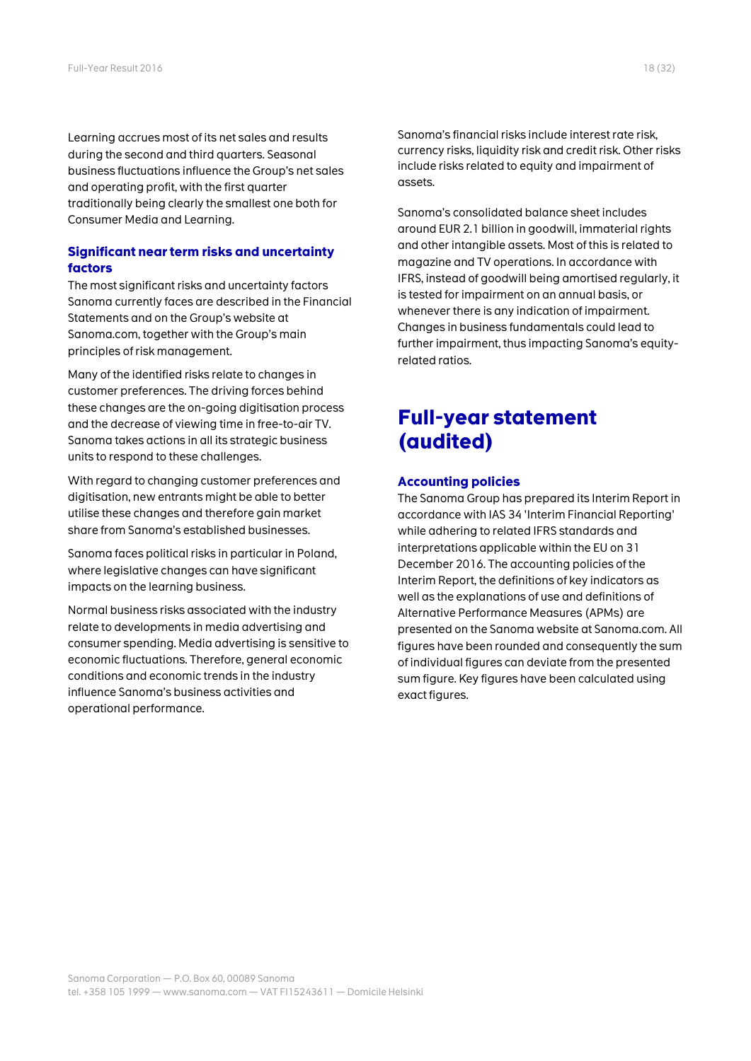Learning accrues most of its net sales and results during the second and third quarters. Seasonal business fluctuations influence the Group's net sales and operating profit, with the first quarter traditionally being clearly the smallest one both for Consumer Media and Learning.

### Significant near term risks and uncertainty factors

The most significant risks and uncertainty factors Sanoma currently faces are described in the Financial Statements and on the Group's website at Sanoma.com, together with the Group's main principles of risk management.

Many of the identified risks relate to changes in customer preferences. The driving forces behind these changes are the on-going digitisation process and the decrease of viewing time in free-to-air TV. Sanoma takes actions in all its strategic business units to respond to these challenges.

With regard to changing customer preferences and digitisation, new entrants might be able to better utilise these changes and therefore gain market share from Sanoma's established businesses.

Sanoma faces political risks in particular in Poland, where legislative changes can have significant impacts on the learning business.

Normal business risks associated with the industry relate to developments in media advertising and consumer spending. Media advertising is sensitive to economic fluctuations. Therefore, general economic conditions and economic trends in the industry influence Sanoma's business activities and operational performance.

Sanoma's financial risks include interest rate risk, currency risks, liquidity risk and credit risk. Other risks include risks related to equity and impairment of assets.

Sanoma's consolidated balance sheet includes around EUR 2.1 billion in goodwill, immaterial rights and other intangible assets. Most of this is related to magazine and TV operations. In accordance with IFRS, instead of goodwill being amortised regularly, it is tested for impairment on an annual basis, or whenever there is any indication of impairment. Changes in business fundamentals could lead to further impairment, thus impacting Sanoma's equity-related ratios.

## Full-year statement (audited)

### Accounting policies

The Sanoma Group has prepared its Interim Report in accordance with IAS 34 'Interim Financial Reporting' while adhering to related IFRS standards and interpretations applicable within the EU on 31 December 2016. The accounting policies of the Interim Report, the definitions of key indicators as well as the explanations of use and definitions of Alternative Performance Measures (APMs) are presented on the Sanoma website at Sanoma.com. All figures have been rounded and consequently the sum of individual figures can deviate from the presented sum figure. Key figures have been calculated using exact figures.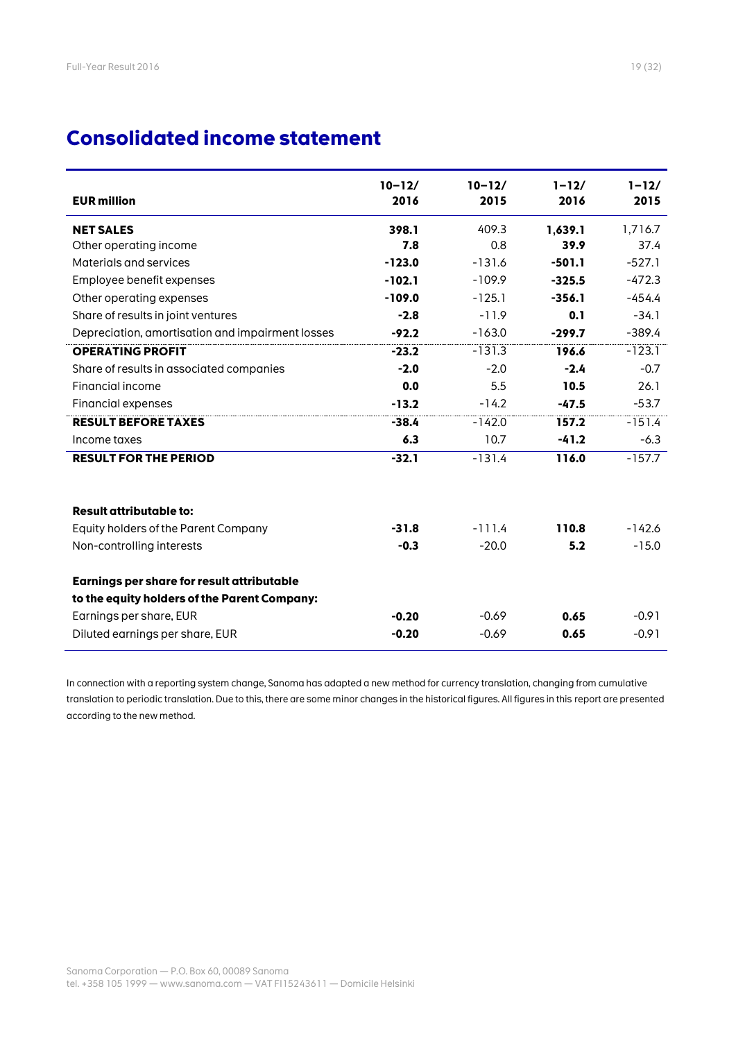# Consolidated income statement

| EUR million | 10–12/ 2016 | 10–12/ 2015 | 1–12/ 2016 | 1–12/ 2015 |
|---|---|---|---|---|
| **NET SALES** | **398.1** | 409.3 | **1,639.1** | 1,716.7 |
| Other operating income | **7.8** | 0.8 | **39.9** | 37.4 |
| Materials and services | **-123.0** | -131.6 | **-501.1** | -527.1 |
| Employee benefit expenses | **-102.1** | -109.9 | **-325.5** | -472.3 |
| Other operating expenses | **-109.0** | -125.1 | **-356.1** | -454.4 |
| Share of results in joint ventures | **-2.8** | -11.9 | **0.1** | -34.1 |
| Depreciation, amortisation and impairment losses | **-92.2** | -163.0 | **-299.7** | -389.4 |
| **OPERATING PROFIT** | **-23.2** | -131.3 | **196.6** | -123.1 |
| Share of results in associated companies | **-2.0** | -2.0 | **-2.4** | -0.7 |
| Financial income | **0.0** | 5.5 | **10.5** | 26.1 |
| Financial expenses | **-13.2** | -14.2 | **-47.5** | -53.7 |
| **RESULT BEFORE TAXES** | **-38.4** | -142.0 | **157.2** | -151.4 |
| Income taxes | **6.3** | 10.7 | **-41.2** | -6.3 |
| **RESULT FOR THE PERIOD** | **-32.1** | -131.4 | **116.0** | -157.7 |
| | | | | |
| **Result attributable to:** | | | | |
| Equity holders of the Parent Company | **-31.8** | -111.4 | **110.8** | -142.6 |
| Non-controlling interests | **-0.3** | -20.0 | **5.2** | -15.0 |
| | | | | |
| **Earnings per share for result attributable to the equity holders of the Parent Company:** | | | | |
| Earnings per share, EUR | **-0.20** | -0.69 | **0.65** | -0.91 |
| Diluted earnings per share, EUR | **-0.20** | -0.69 | **0.65** | -0.91 |

In connection with a reporting system change, Sanoma has adapted a new method for currency translation, changing from cumulative translation to periodic translation. Due to this, there are some minor changes in the historical figures. All figures in this report are presented according to the new method.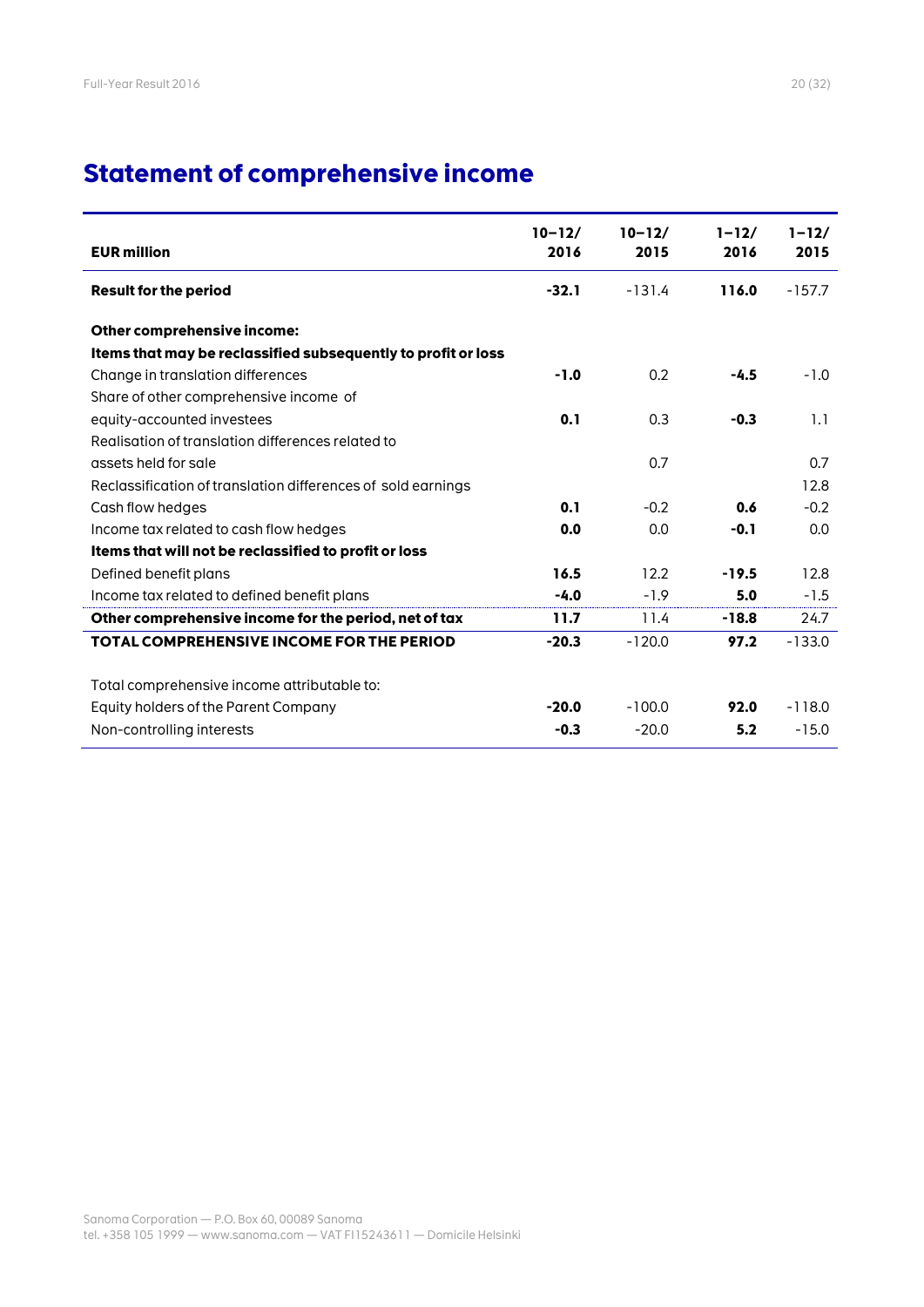# Statement of comprehensive income

| EUR million | 10–12/ 2016 | 10–12/ 2015 | 1–12/ 2016 | 1–12/ 2015 |
|---|---|---|---|---|
| **Result for the period** | **-32.1** | -131.4 | **116.0** | -157.7 |
| | | | | |
| **Other comprehensive income:** | | | | |
| **Items that may be reclassified subsequently to profit or loss** | | | | |
| Change in translation differences | **-1.0** | 0.2 | **-4.5** | -1.0 |
| Share of other comprehensive income of equity-accounted investees | **0.1** | 0.3 | **-0.3** | 1.1 |
| Realisation of translation differences related to assets held for sale | | 0.7 | | 0.7 |
| Reclassification of translation differences of sold earnings | | | | 12.8 |
| Cash flow hedges | **0.1** | -0.2 | **0.6** | -0.2 |
| Income tax related to cash flow hedges | **0.0** | 0.0 | **-0.1** | 0.0 |
| **Items that will not be reclassified to profit or loss** | | | | |
| Defined benefit plans | **16.5** | 12.2 | **-19.5** | 12.8 |
| Income tax related to defined benefit plans | **-4.0** | -1.9 | **5.0** | -1.5 |
| **Other comprehensive income for the period, net of tax** | **11.7** | 11.4 | **-18.8** | 24.7 |
| **TOTAL COMPREHENSIVE INCOME FOR THE PERIOD** | **-20.3** | -120.0 | **97.2** | -133.0 |
| | | | | |
| Total comprehensive income attributable to: | | | | |
| Equity holders of the Parent Company | **-20.0** | -100.0 | **92.0** | -118.0 |
| Non-controlling interests | **-0.3** | -20.0 | **5.2** | -15.0 |

Sanoma Corporation — P.O. Box 60, 00089 Sanoma
tel. +358 105 1999 — www.sanoma.com — VAT FI15243611 — Domicile Helsinki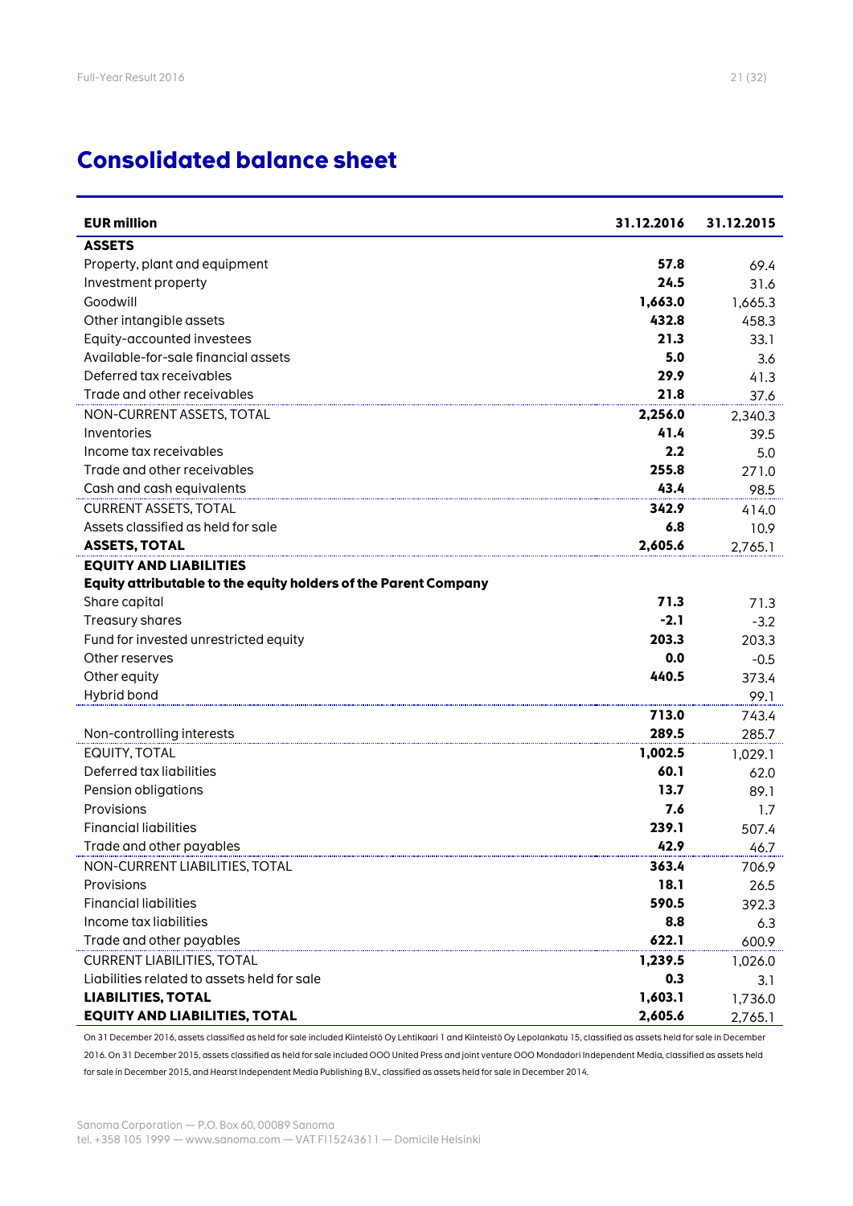# Consolidated balance sheet

| EUR million | 31.12.2016 | 31.12.2015 |
|---|---|---|
| **ASSETS** | | |
| Property, plant and equipment | **57.8** | 69.4 |
| Investment property | **24.5** | 31.6 |
| Goodwill | **1,663.0** | 1,665.3 |
| Other intangible assets | **432.8** | 458.3 |
| Equity-accounted investees | **21.3** | 33.1 |
| Available-for-sale financial assets | **5.0** | 3.6 |
| Deferred tax receivables | **29.9** | 41.3 |
| Trade and other receivables | **21.8** | 37.6 |
| NON-CURRENT ASSETS, TOTAL | **2,256.0** | 2,340.3 |
| Inventories | **41.4** | 39.5 |
| Income tax receivables | **2.2** | 5.0 |
| Trade and other receivables | **255.8** | 271.0 |
| Cash and cash equivalents | **43.4** | 98.5 |
| CURRENT ASSETS, TOTAL | **342.9** | 414.0 |
| Assets classified as held for sale | **6.8** | 10.9 |
| **ASSETS, TOTAL** | **2,605.6** | 2,765.1 |
| **EQUITY AND LIABILITIES** | | |
| **Equity attributable to the equity holders of the Parent Company** | | |
| Share capital | **71.3** | 71.3 |
| Treasury shares | **-2.1** | -3.2 |
| Fund for invested unrestricted equity | **203.3** | 203.3 |
| Other reserves | **0.0** | -0.5 |
| Other equity | **440.5** | 373.4 |
| Hybrid bond | | 99.1 |
| | **713.0** | 743.4 |
| Non-controlling interests | **289.5** | 285.7 |
| EQUITY, TOTAL | **1,002.5** | 1,029.1 |
| Deferred tax liabilities | **60.1** | 62.0 |
| Pension obligations | **13.7** | 89.1 |
| Provisions | **7.6** | 1.7 |
| Financial liabilities | **239.1** | 507.4 |
| Trade and other payables | **42.9** | 46.7 |
| NON-CURRENT LIABILITIES, TOTAL | **363.4** | 706.9 |
| Provisions | **18.1** | 26.5 |
| Financial liabilities | **590.5** | 392.3 |
| Income tax liabilities | **8.8** | 6.3 |
| Trade and other payables | **622.1** | 600.9 |
| CURRENT LIABILITIES, TOTAL | **1,239.5** | 1,026.0 |
| Liabilities related to assets held for sale | **0.3** | 3.1 |
| **LIABILITIES, TOTAL** | **1,603.1** | 1,736.0 |
| **EQUITY AND LIABILITIES, TOTAL** | **2,605.6** | 2,765.1 |

On 31 December 2016, assets classified as held for sale included Kiinteistö Oy Lehtikaari 1 and Kiinteistö Oy Lepolankatu 15, classified as assets held for sale in December 2016. On 31 December 2015, assets classified as held for sale included OOO United Press and joint venture OOO Mondadori Independent Media, classified as assets held for sale in December 2015, and Hearst Independent Media Publishing B.V., classified as assets held for sale in December 2014.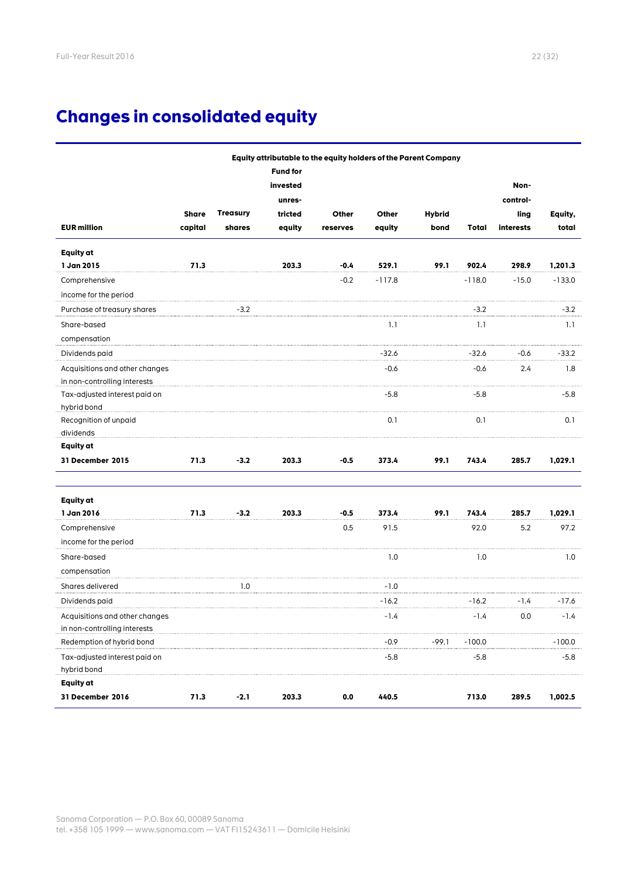# Changes in consolidated equity

| EUR million | Equity attributable to the equity holders of the Parent Company | | | | | | | | |
|---|---|---|---|---|---|---|---|---|---|
| | Share capital | Treasury shares | Fund for invested unres-tricted equity | Other reserves | Other equity | Hybrid bond | Total | Non-control-ling interests | Equity, total |
| **Equity at 1 Jan 2015** | **71.3** | | **203.3** | **-0.4** | **529.1** | **99.1** | **902.4** | **298.9** | **1,201.3** |
| Comprehensive income for the period | | | | -0.2 | -117.8 | | -118.0 | -15.0 | -133.0 |
| Purchase of treasury shares | | -3.2 | | | | | -3.2 | | -3.2 |
| Share-based compensation | | | | | 1.1 | | 1.1 | | 1.1 |
| Dividends paid | | | | | -32.6 | | -32.6 | -0.6 | -33.2 |
| Acquisitions and other changes in non-controlling interests | | | | | -0.6 | | -0.6 | 2.4 | 1.8 |
| Tax-adjusted interest paid on hybrid bond | | | | | -5.8 | | -5.8 | | -5.8 |
| Recognition of unpaid dividends | | | | | 0.1 | | 0.1 | | 0.1 |
| **Equity at 31 December 2015** | **71.3** | **-3.2** | **203.3** | **-0.5** | **373.4** | **99.1** | **743.4** | **285.7** | **1,029.1** |
| | | | | | | | | | |
| **Equity at 1 Jan 2016** | **71.3** | **-3.2** | **203.3** | **-0.5** | **373.4** | **99.1** | **743.4** | **285.7** | **1,029.1** |
| Comprehensive income for the period | | | | 0.5 | 91.5 | | 92.0 | 5.2 | 97.2 |
| Share-based compensation | | | | | 1.0 | | 1.0 | | 1.0 |
| Shares delivered | | 1.0 | | | -1.0 | | | | |
| Dividends paid | | | | | -16.2 | | -16.2 | -1.4 | -17.6 |
| Acquisitions and other changes in non-controlling interests | | | | | -1.4 | | -1.4 | 0.0 | -1.4 |
| Redemption of hybrid bond | | | | | -0.9 | -99.1 | -100.0 | | -100.0 |
| Tax-adjusted interest paid on hybrid bond | | | | | -5.8 | | -5.8 | | -5.8 |
| **Equity at 31 December 2016** | **71.3** | **-2.1** | **203.3** | **0.0** | **440.5** | | **713.0** | **289.5** | **1,002.5** |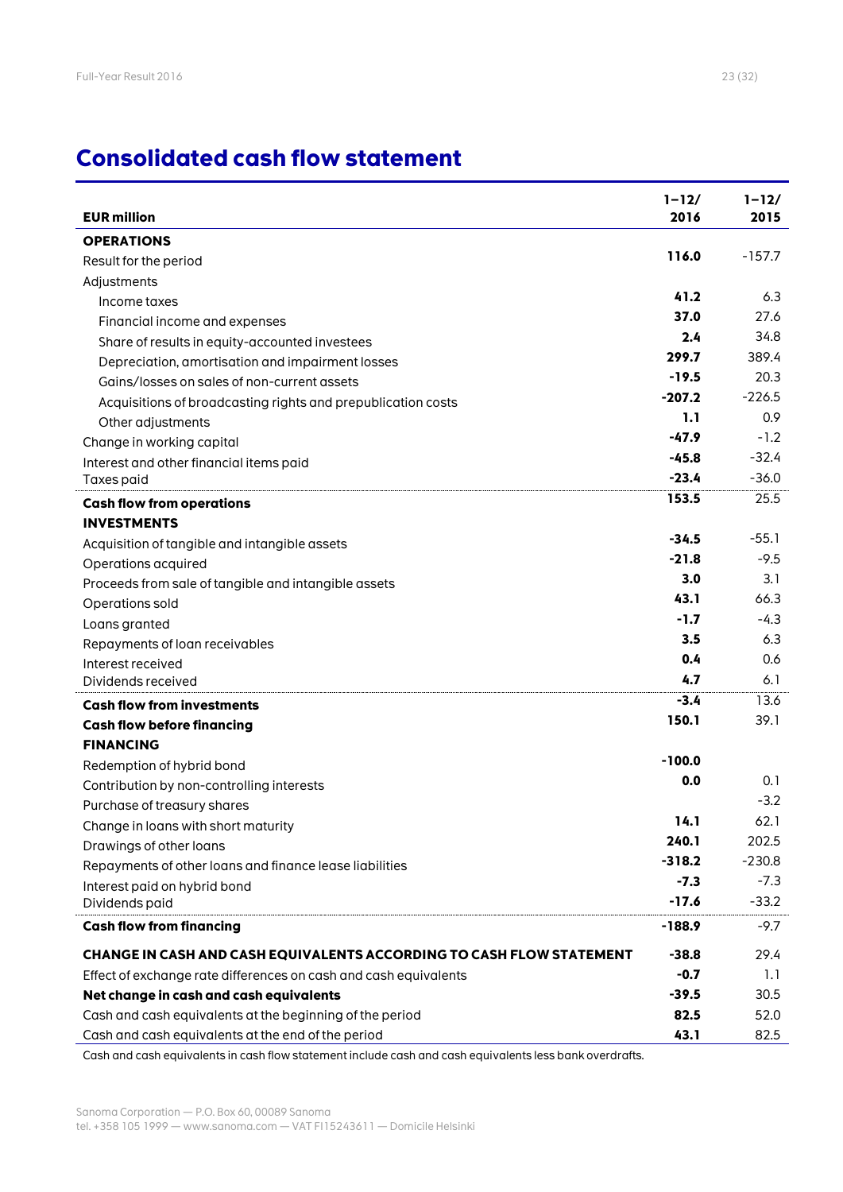## Consolidated cash flow statement

| EUR million | 1–12/ 2016 | 1–12/ 2015 |
|---|---|---|
| **OPERATIONS** | | |
| Result for the period | **116.0** | -157.7 |
| Adjustments | | |
| Income taxes | **41.2** | 6.3 |
| Financial income and expenses | **37.0** | 27.6 |
| Share of results in equity-accounted investees | **2.4** | 34.8 |
| Depreciation, amortisation and impairment losses | **299.7** | 389.4 |
| Gains/losses on sales of non-current assets | **-19.5** | 20.3 |
| Acquisitions of broadcasting rights and prepublication costs | **-207.2** | -226.5 |
| Other adjustments | **1.1** | 0.9 |
| Change in working capital | **-47.9** | -1.2 |
| Interest and other financial items paid | **-45.8** | -32.4 |
| Taxes paid | **-23.4** | -36.0 |
| **Cash flow from operations** | **153.5** | 25.5 |
| **INVESTMENTS** | | |
| Acquisition of tangible and intangible assets | **-34.5** | -55.1 |
| Operations acquired | **-21.8** | -9.5 |
| Proceeds from sale of tangible and intangible assets | **3.0** | 3.1 |
| Operations sold | **43.1** | 66.3 |
| Loans granted | **-1.7** | -4.3 |
| Repayments of loan receivables | **3.5** | 6.3 |
| Interest received | **0.4** | 0.6 |
| Dividends received | **4.7** | 6.1 |
| **Cash flow from investments** | **-3.4** | 13.6 |
| **Cash flow before financing** | **150.1** | 39.1 |
| **FINANCING** | | |
| Redemption of hybrid bond | **-100.0** | |
| Contribution by non-controlling interests | **0.0** | 0.1 |
| Purchase of treasury shares | | -3.2 |
| Change in loans with short maturity | **14.1** | 62.1 |
| Drawings of other loans | **240.1** | 202.5 |
| Repayments of other loans and finance lease liabilities | **-318.2** | -230.8 |
| Interest paid on hybrid bond | **-7.3** | -7.3 |
| Dividends paid | **-17.6** | -33.2 |
| **Cash flow from financing** | **-188.9** | -9.7 |
| **CHANGE IN CASH AND CASH EQUIVALENTS ACCORDING TO CASH FLOW STATEMENT** | **-38.8** | 29.4 |
| Effect of exchange rate differences on cash and cash equivalents | **-0.7** | 1.1 |
| **Net change in cash and cash equivalents** | **-39.5** | 30.5 |
| Cash and cash equivalents at the beginning of the period | **82.5** | 52.0 |
| Cash and cash equivalents at the end of the period | **43.1** | 82.5 |

Cash and cash equivalents in cash flow statement include cash and cash equivalents less bank overdrafts.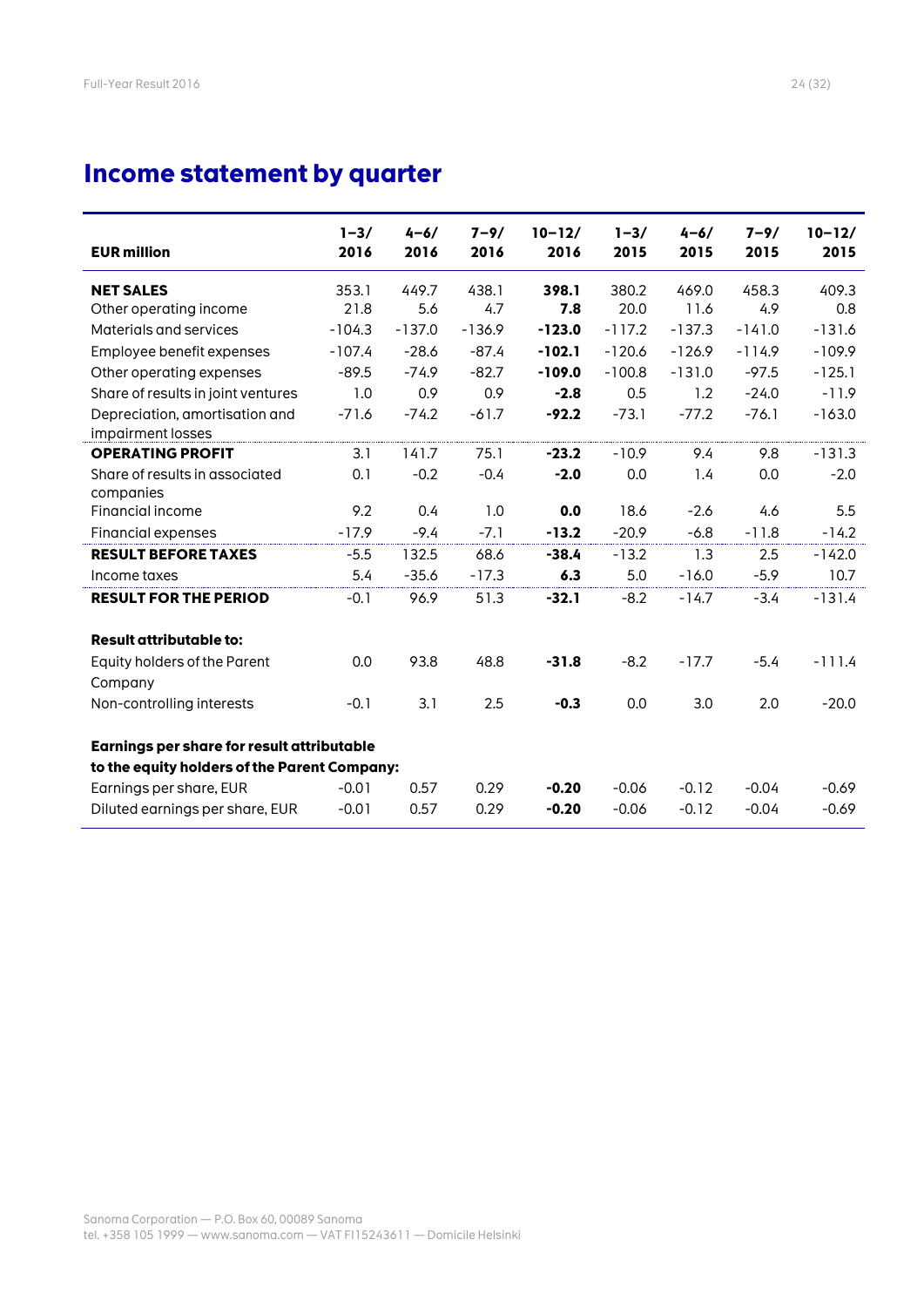## Income statement by quarter

| EUR million | 1–3/ 2016 | 4–6/ 2016 | 7–9/ 2016 | 10–12/ 2016 | 1–3/ 2015 | 4–6/ 2015 | 7–9/ 2015 | 10–12/ 2015 |
|---|---|---|---|---|---|---|---|---|
| **NET SALES** | 353.1 | 449.7 | 438.1 | **398.1** | 380.2 | 469.0 | 458.3 | 409.3 |
| Other operating income | 21.8 | 5.6 | 4.7 | **7.8** | 20.0 | 11.6 | 4.9 | 0.8 |
| Materials and services | -104.3 | -137.0 | -136.9 | **-123.0** | -117.2 | -137.3 | -141.0 | -131.6 |
| Employee benefit expenses | -107.4 | -28.6 | -87.4 | **-102.1** | -120.6 | -126.9 | -114.9 | -109.9 |
| Other operating expenses | -89.5 | -74.9 | -82.7 | **-109.0** | -100.8 | -131.0 | -97.5 | -125.1 |
| Share of results in joint ventures | 1.0 | 0.9 | 0.9 | **-2.8** | 0.5 | 1.2 | -24.0 | -11.9 |
| Depreciation, amortisation and impairment losses | -71.6 | -74.2 | -61.7 | **-92.2** | -73.1 | -77.2 | -76.1 | -163.0 |
| **OPERATING PROFIT** | 3.1 | 141.7 | 75.1 | **-23.2** | -10.9 | 9.4 | 9.8 | -131.3 |
| Share of results in associated companies | 0.1 | -0.2 | -0.4 | **-2.0** | 0.0 | 1.4 | 0.0 | -2.0 |
| Financial income | 9.2 | 0.4 | 1.0 | **0.0** | 18.6 | -2.6 | 4.6 | 5.5 |
| Financial expenses | -17.9 | -9.4 | -7.1 | **-13.2** | -20.9 | -6.8 | -11.8 | -14.2 |
| **RESULT BEFORE TAXES** | -5.5 | 132.5 | 68.6 | **-38.4** | -13.2 | 1.3 | 2.5 | -142.0 |
| Income taxes | 5.4 | -35.6 | -17.3 | **6.3** | 5.0 | -16.0 | -5.9 | 10.7 |
| **RESULT FOR THE PERIOD** | -0.1 | 96.9 | 51.3 | **-32.1** | -8.2 | -14.7 | -3.4 | -131.4 |
| | | | | | | | | |
| **Result attributable to:** | | | | | | | | |
| Equity holders of the Parent Company | 0.0 | 93.8 | 48.8 | **-31.8** | -8.2 | -17.7 | -5.4 | -111.4 |
| Non-controlling interests | -0.1 | 3.1 | 2.5 | **-0.3** | 0.0 | 3.0 | 2.0 | -20.0 |
| | | | | | | | | |
| **Earnings per share for result attributable to the equity holders of the Parent Company:** | | | | | | | | |
| Earnings per share, EUR | -0.01 | 0.57 | 0.29 | **-0.20** | -0.06 | -0.12 | -0.04 | -0.69 |
| Diluted earnings per share, EUR | -0.01 | 0.57 | 0.29 | **-0.20** | -0.06 | -0.12 | -0.04 | -0.69 |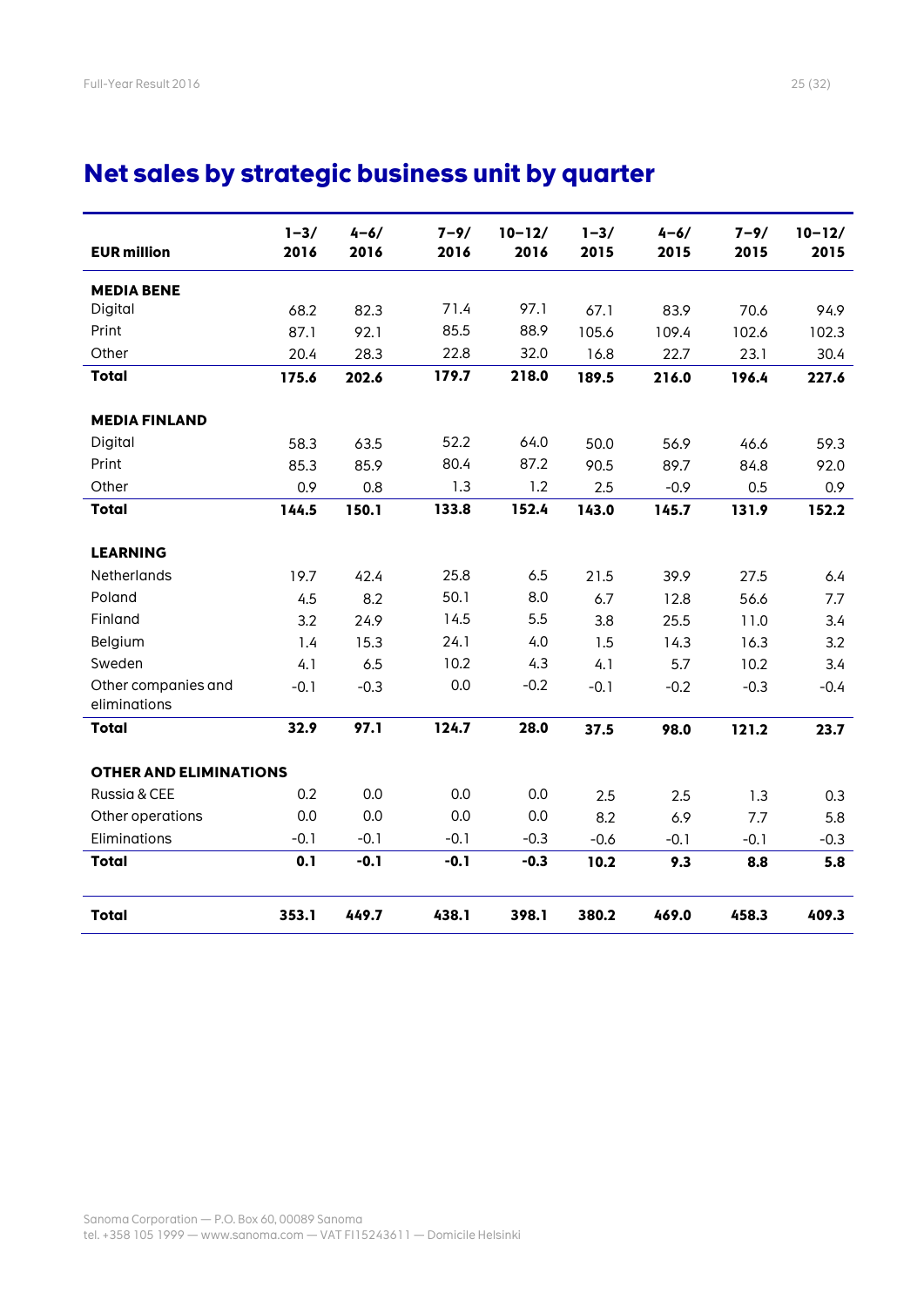# Net sales by strategic business unit by quarter

| EUR million | 1–3/ 2016 | 4–6/ 2016 | 7–9/ 2016 | 10–12/ 2016 | 1–3/ 2015 | 4–6/ 2015 | 7–9/ 2015 | 10–12/ 2015 |
|---|---|---|---|---|---|---|---|---|
| **MEDIA BENE** | | | | | | | | |
| Digital | 68.2 | 82.3 | 71.4 | 97.1 | 67.1 | 83.9 | 70.6 | 94.9 |
| Print | 87.1 | 92.1 | 85.5 | 88.9 | 105.6 | 109.4 | 102.6 | 102.3 |
| Other | 20.4 | 28.3 | 22.8 | 32.0 | 16.8 | 22.7 | 23.1 | 30.4 |
| **Total** | **175.6** | **202.6** | **179.7** | **218.0** | **189.5** | **216.0** | **196.4** | **227.6** |
| **MEDIA FINLAND** | | | | | | | | |
| Digital | 58.3 | 63.5 | 52.2 | 64.0 | 50.0 | 56.9 | 46.6 | 59.3 |
| Print | 85.3 | 85.9 | 80.4 | 87.2 | 90.5 | 89.7 | 84.8 | 92.0 |
| Other | 0.9 | 0.8 | 1.3 | 1.2 | 2.5 | -0.9 | 0.5 | 0.9 |
| **Total** | **144.5** | **150.1** | **133.8** | **152.4** | **143.0** | **145.7** | **131.9** | **152.2** |
| **LEARNING** | | | | | | | | |
| Netherlands | 19.7 | 42.4 | 25.8 | 6.5 | 21.5 | 39.9 | 27.5 | 6.4 |
| Poland | 4.5 | 8.2 | 50.1 | 8.0 | 6.7 | 12.8 | 56.6 | 7.7 |
| Finland | 3.2 | 24.9 | 14.5 | 5.5 | 3.8 | 25.5 | 11.0 | 3.4 |
| Belgium | 1.4 | 15.3 | 24.1 | 4.0 | 1.5 | 14.3 | 16.3 | 3.2 |
| Sweden | 4.1 | 6.5 | 10.2 | 4.3 | 4.1 | 5.7 | 10.2 | 3.4 |
| Other companies and eliminations | -0.1 | -0.3 | 0.0 | -0.2 | -0.1 | -0.2 | -0.3 | -0.4 |
| **Total** | **32.9** | **97.1** | **124.7** | **28.0** | **37.5** | **98.0** | **121.2** | **23.7** |
| **OTHER AND ELIMINATIONS** | | | | | | | | |
| Russia & CEE | 0.2 | 0.0 | 0.0 | 0.0 | 2.5 | 2.5 | 1.3 | 0.3 |
| Other operations | 0.0 | 0.0 | 0.0 | 0.0 | 8.2 | 6.9 | 7.7 | 5.8 |
| Eliminations | -0.1 | -0.1 | -0.1 | -0.3 | -0.6 | -0.1 | -0.1 | -0.3 |
| **Total** | **0.1** | **-0.1** | **-0.1** | **-0.3** | **10.2** | **9.3** | **8.8** | **5.8** |
| **Total** | **353.1** | **449.7** | **438.1** | **398.1** | **380.2** | **469.0** | **458.3** | **409.3** |

Sanoma Corporation — P.O. Box 60, 00089 Sanoma
tel. +358 105 1999 — www.sanoma.com — VAT FI15243611 — Domicile Helsinki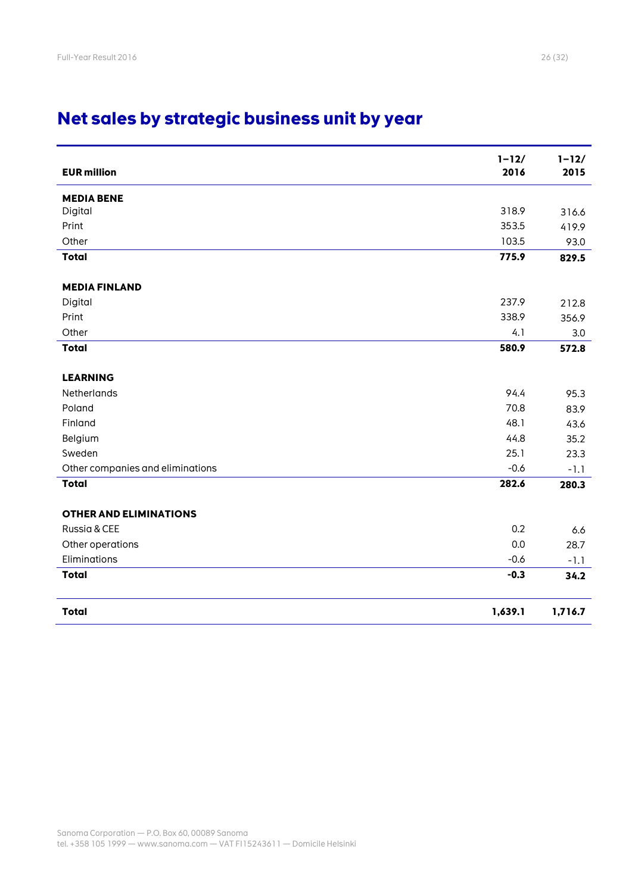# Net sales by strategic business unit by year

| EUR million | 1–12/ 2016 | 1–12/ 2015 |
|---|---|---|
| **MEDIA BENE** | | |
| Digital | 318.9 | 316.6 |
| Print | 353.5 | 419.9 |
| Other | 103.5 | 93.0 |
| **Total** | **775.9** | **829.5** |
| | | |
| **MEDIA FINLAND** | | |
| Digital | 237.9 | 212.8 |
| Print | 338.9 | 356.9 |
| Other | 4.1 | 3.0 |
| **Total** | **580.9** | **572.8** |
| | | |
| **LEARNING** | | |
| Netherlands | 94.4 | 95.3 |
| Poland | 70.8 | 83.9 |
| Finland | 48.1 | 43.6 |
| Belgium | 44.8 | 35.2 |
| Sweden | 25.1 | 23.3 |
| Other companies and eliminations | -0.6 | -1.1 |
| **Total** | **282.6** | **280.3** |
| | | |
| **OTHER AND ELIMINATIONS** | | |
| Russia & CEE | 0.2 | 6.6 |
| Other operations | 0.0 | 28.7 |
| Eliminations | -0.6 | -1.1 |
| **Total** | **-0.3** | **34.2** |
| | | |
| **Total** | **1,639.1** | **1,716.7** |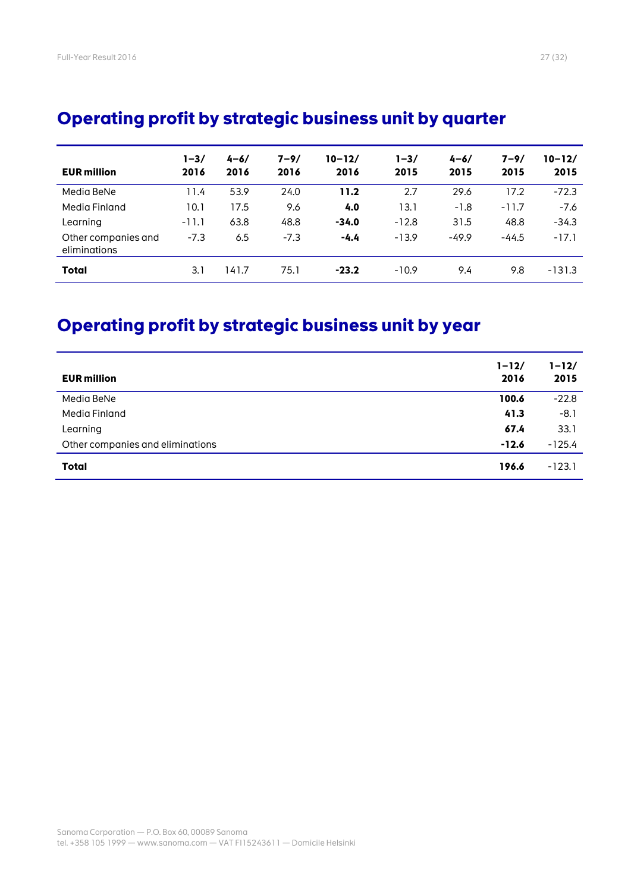## Operating profit by strategic business unit by quarter

| EUR million | 1–3/ 2016 | 4–6/ 2016 | 7–9/ 2016 | 10–12/ 2016 | 1–3/ 2015 | 4–6/ 2015 | 7–9/ 2015 | 10–12/ 2015 |
|---|---|---|---|---|---|---|---|---|
| Media BeNe | 11.4 | 53.9 | 24.0 | **11.2** | 2.7 | 29.6 | 17.2 | -72.3 |
| Media Finland | 10.1 | 17.5 | 9.6 | **4.0** | 13.1 | -1.8 | -11.7 | -7.6 |
| Learning | -11.1 | 63.8 | 48.8 | **-34.0** | -12.8 | 31.5 | 48.8 | -34.3 |
| Other companies and eliminations | -7.3 | 6.5 | -7.3 | **-4.4** | -13.9 | -49.9 | -44.5 | -17.1 |
| **Total** | 3.1 | 141.7 | 75.1 | **-23.2** | -10.9 | 9.4 | 9.8 | -131.3 |

## Operating profit by strategic business unit by year

| EUR million | 1–12/ 2016 | 1–12/ 2015 |
|---|---|---|
| Media BeNe | **100.6** | -22.8 |
| Media Finland | **41.3** | -8.1 |
| Learning | **67.4** | 33.1 |
| Other companies and eliminations | **-12.6** | -125.4 |
| **Total** | **196.6** | -123.1 |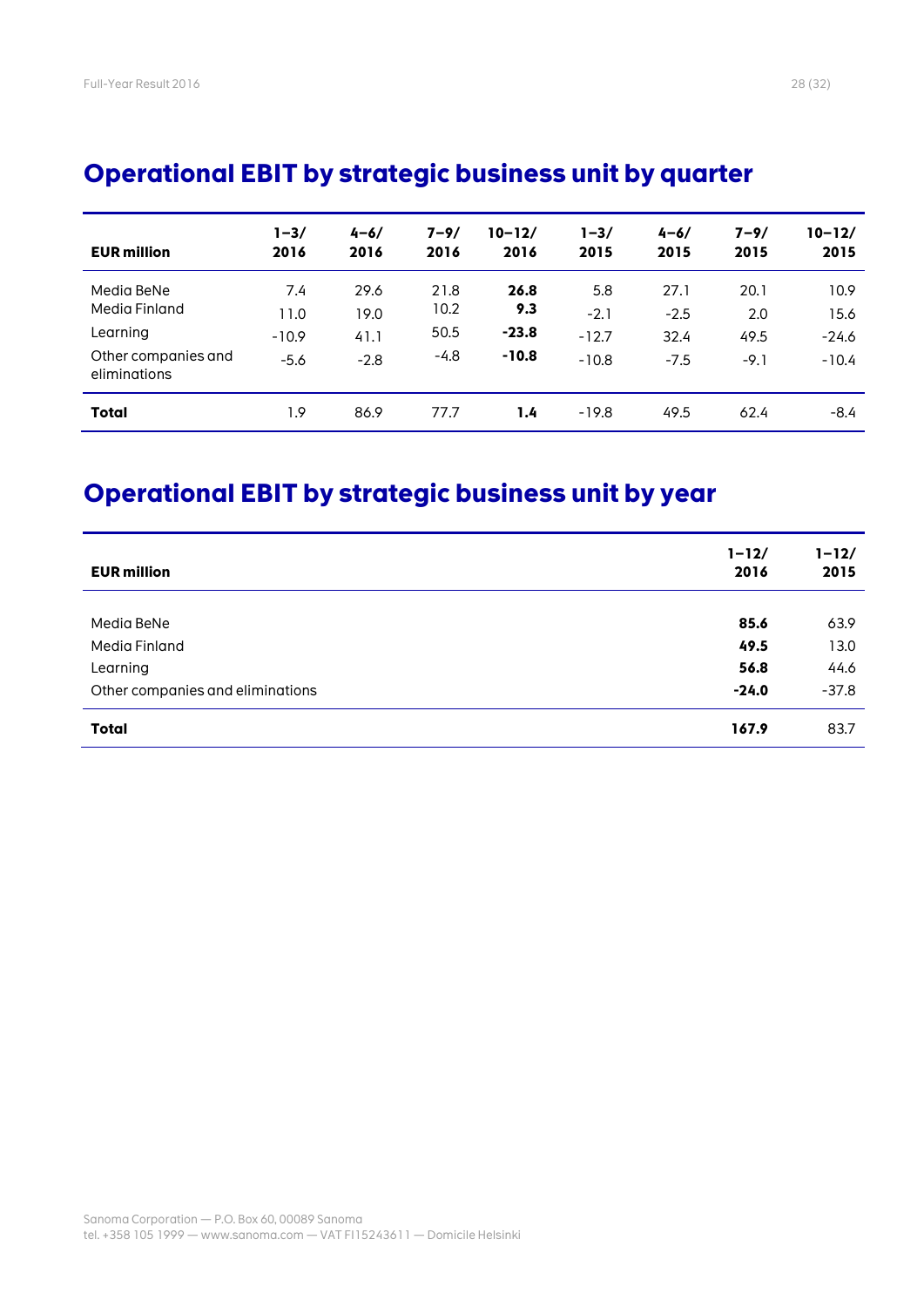## Operational EBIT by strategic business unit by quarter

| EUR million | 1–3/ 2016 | 4–6/ 2016 | 7–9/ 2016 | 10–12/ 2016 | 1–3/ 2015 | 4–6/ 2015 | 7–9/ 2015 | 10–12/ 2015 |
|---|---|---|---|---|---|---|---|---|
| Media BeNe | 7.4 | 29.6 | 21.8 | **26.8** | 5.8 | 27.1 | 20.1 | 10.9 |
| Media Finland | 11.0 | 19.0 | 10.2 | **9.3** | -2.1 | -2.5 | 2.0 | 15.6 |
| Learning | -10.9 | 41.1 | 50.5 | **-23.8** | -12.7 | 32.4 | 49.5 | -24.6 |
| Other companies and eliminations | -5.6 | -2.8 | -4.8 | **-10.8** | -10.8 | -7.5 | -9.1 | -10.4 |
| **Total** | 1.9 | 86.9 | 77.7 | **1.4** | -19.8 | 49.5 | 62.4 | -8.4 |

## Operational EBIT by strategic business unit by year

| EUR million | 1–12/ 2016 | 1–12/ 2015 |
|---|---|---|
| Media BeNe | **85.6** | 63.9 |
| Media Finland | **49.5** | 13.0 |
| Learning | **56.8** | 44.6 |
| Other companies and eliminations | **-24.0** | -37.8 |
| **Total** | **167.9** | 83.7 |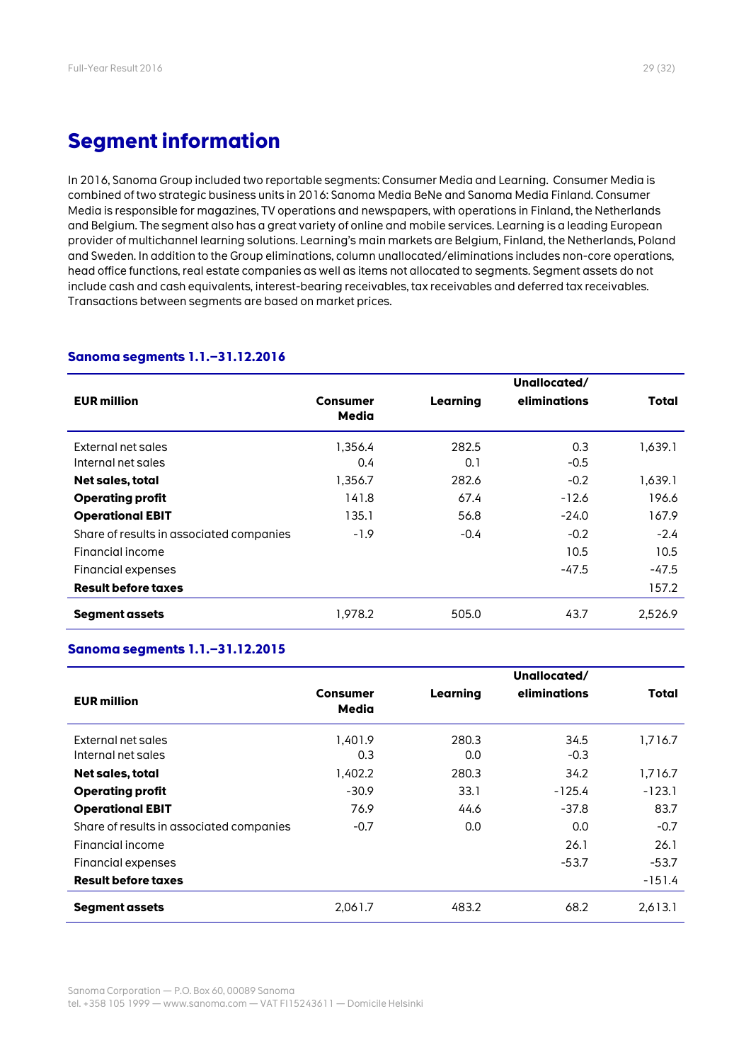## Segment information

In 2016, Sanoma Group included two reportable segments: Consumer Media and Learning. Consumer Media is combined of two strategic business units in 2016: Sanoma Media BeNe and Sanoma Media Finland. Consumer Media is responsible for magazines, TV operations and newspapers, with operations in Finland, the Netherlands and Belgium. The segment also has a great variety of online and mobile services. Learning is a leading European provider of multichannel learning solutions. Learning's main markets are Belgium, Finland, the Netherlands, Poland and Sweden. In addition to the Group eliminations, column unallocated/eliminations includes non-core operations, head office functions, real estate companies as well as items not allocated to segments. Segment assets do not include cash and cash equivalents, interest-bearing receivables, tax receivables and deferred tax receivables. Transactions between segments are based on market prices.

### Sanoma segments 1.1.–31.12.2016

| EUR million | Consumer Media | Learning | Unallocated/ eliminations | Total |
|---|---|---|---|---|
| External net sales | 1,356.4 | 282.5 | 0.3 | 1,639.1 |
| Internal net sales | 0.4 | 0.1 | -0.5 | |
| **Net sales, total** | 1,356.7 | 282.6 | -0.2 | 1,639.1 |
| **Operating profit** | 141.8 | 67.4 | -12.6 | 196.6 |
| **Operational EBIT** | 135.1 | 56.8 | -24.0 | 167.9 |
| Share of results in associated companies | -1.9 | -0.4 | -0.2 | -2.4 |
| Financial income | | | 10.5 | 10.5 |
| Financial expenses | | | -47.5 | -47.5 |
| **Result before taxes** | | | | 157.2 |
| **Segment assets** | 1,978.2 | 505.0 | 43.7 | 2,526.9 |

### Sanoma segments 1.1.–31.12.2015

| EUR million | Consumer Media | Learning | Unallocated/ eliminations | Total |
|---|---|---|---|---|
| External net sales | 1,401.9 | 280.3 | 34.5 | 1,716.7 |
| Internal net sales | 0.3 | 0.0 | -0.3 | |
| **Net sales, total** | 1,402.2 | 280.3 | 34.2 | 1,716.7 |
| **Operating profit** | -30.9 | 33.1 | -125.4 | -123.1 |
| **Operational EBIT** | 76.9 | 44.6 | -37.8 | 83.7 |
| Share of results in associated companies | -0.7 | 0.0 | 0.0 | -0.7 |
| Financial income | | | 26.1 | 26.1 |
| Financial expenses | | | -53.7 | -53.7 |
| **Result before taxes** | | | | -151.4 |
| **Segment assets** | 2,061.7 | 483.2 | 68.2 | 2,613.1 |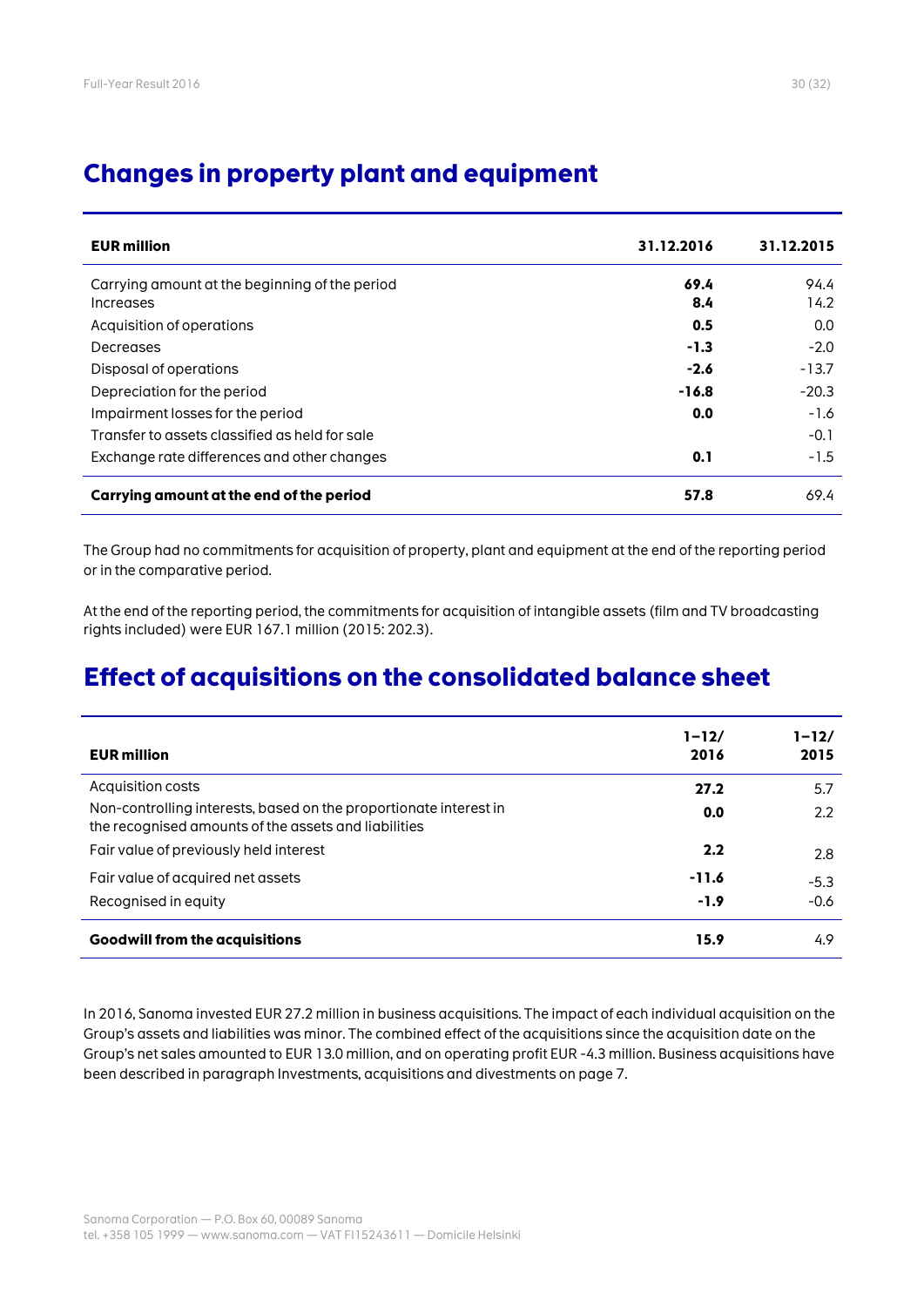## Changes in property plant and equipment

| EUR million | 31.12.2016 | 31.12.2015 |
|---|---|---|
| Carrying amount at the beginning of the period | **69.4** | 94.4 |
| Increases | **8.4** | 14.2 |
| Acquisition of operations | **0.5** | 0.0 |
| Decreases | **-1.3** | -2.0 |
| Disposal of operations | **-2.6** | -13.7 |
| Depreciation for the period | **-16.8** | -20.3 |
| Impairment losses for the period | **0.0** | -1.6 |
| Transfer to assets classified as held for sale | | -0.1 |
| Exchange rate differences and other changes | **0.1** | -1.5 |
| **Carrying amount at the end of the period** | **57.8** | 69.4 |

The Group had no commitments for acquisition of property, plant and equipment at the end of the reporting period or in the comparative period.

At the end of the reporting period, the commitments for acquisition of intangible assets (film and TV broadcasting rights included) were EUR 167.1 million (2015: 202.3).

## Effect of acquisitions on the consolidated balance sheet

| EUR million | 1–12/ 2016 | 1–12/ 2015 |
|---|---|---|
| Acquisition costs | **27.2** | 5.7 |
| Non-controlling interests, based on the proportionate interest in the recognised amounts of the assets and liabilities | **0.0** | 2.2 |
| Fair value of previously held interest | **2.2** | 2.8 |
| Fair value of acquired net assets | **-11.6** | -5.3 |
| Recognised in equity | **-1.9** | -0.6 |
| **Goodwill from the acquisitions** | **15.9** | 4.9 |

In 2016, Sanoma invested EUR 27.2 million in business acquisitions. The impact of each individual acquisition on the Group's assets and liabilities was minor. The combined effect of the acquisitions since the acquisition date on the Group's net sales amounted to EUR 13.0 million, and on operating profit EUR -4.3 million. Business acquisitions have been described in paragraph Investments, acquisitions and divestments on page 7.

Sanoma Corporation — P.O. Box 60, 00089 Sanoma
tel. +358 105 1999 — www.sanoma.com — VAT FI15243611 — Domicile Helsinki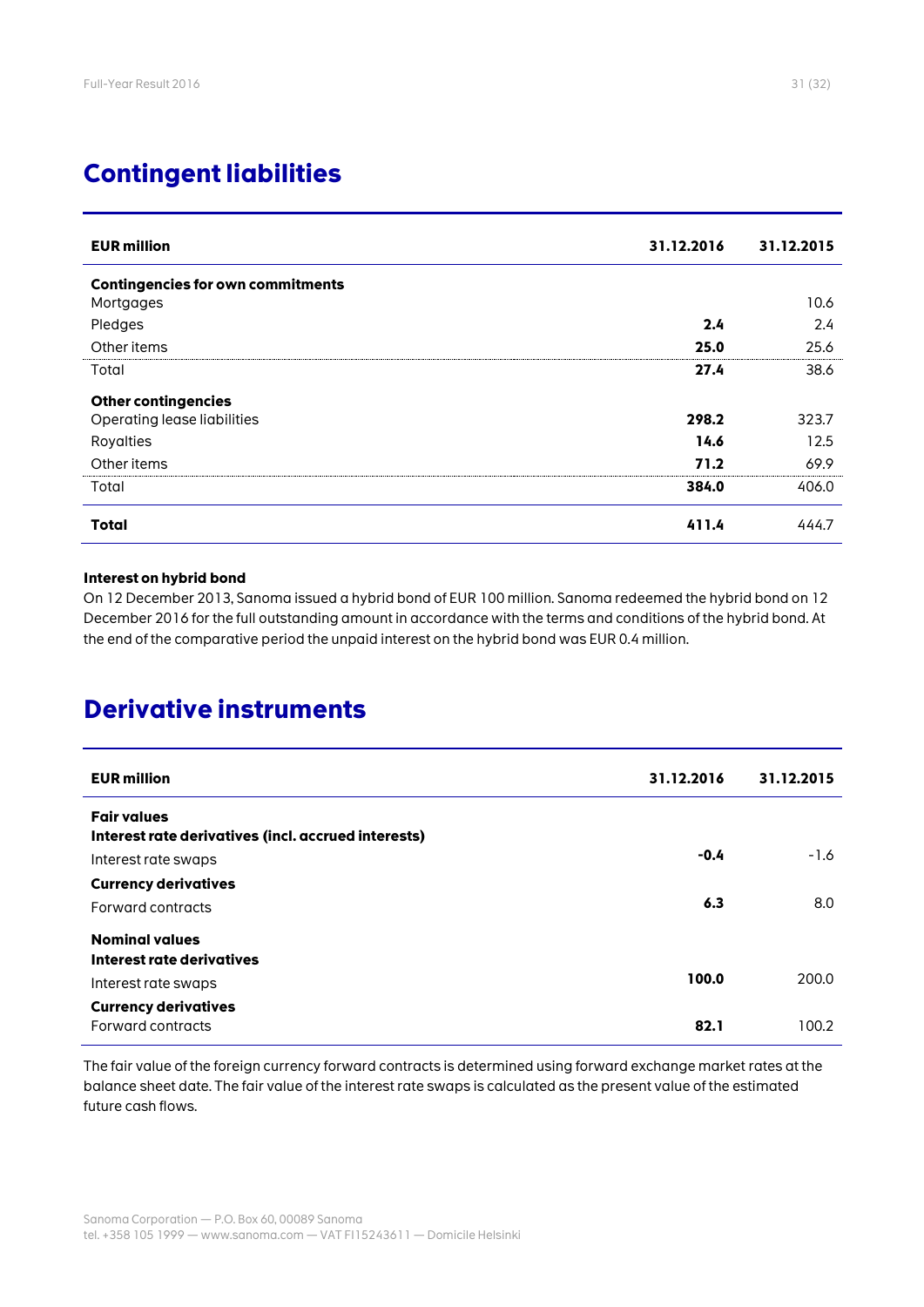## Contingent liabilities

| EUR million | 31.12.2016 | 31.12.2015 |
|---|---|---|
| **Contingencies for own commitments** | | |
| Mortgages | | 10.6 |
| Pledges | **2.4** | 2.4 |
| Other items | **25.0** | 25.6 |
| Total | **27.4** | 38.6 |
| **Other contingencies** | | |
| Operating lease liabilities | **298.2** | 323.7 |
| Royalties | **14.6** | 12.5 |
| Other items | **71.2** | 69.9 |
| Total | **384.0** | 406.0 |
| **Total** | **411.4** | 444.7 |

**Interest on hybrid bond**

On 12 December 2013, Sanoma issued a hybrid bond of EUR 100 million. Sanoma redeemed the hybrid bond on 12 December 2016 for the full outstanding amount in accordance with the terms and conditions of the hybrid bond. At the end of the comparative period the unpaid interest on the hybrid bond was EUR 0.4 million.

## Derivative instruments

| EUR million | 31.12.2016 | 31.12.2015 |
|---|---|---|
| **Fair values** | | |
| **Interest rate derivatives (incl. accrued interests)** | | |
| Interest rate swaps | **-0.4** | -1.6 |
| **Currency derivatives** | | |
| Forward contracts | **6.3** | 8.0 |
| **Nominal values** | | |
| **Interest rate derivatives** | | |
| Interest rate swaps | **100.0** | 200.0 |
| **Currency derivatives** | | |
| Forward contracts | **82.1** | 100.2 |

The fair value of the foreign currency forward contracts is determined using forward exchange market rates at the balance sheet date. The fair value of the interest rate swaps is calculated as the present value of the estimated future cash flows.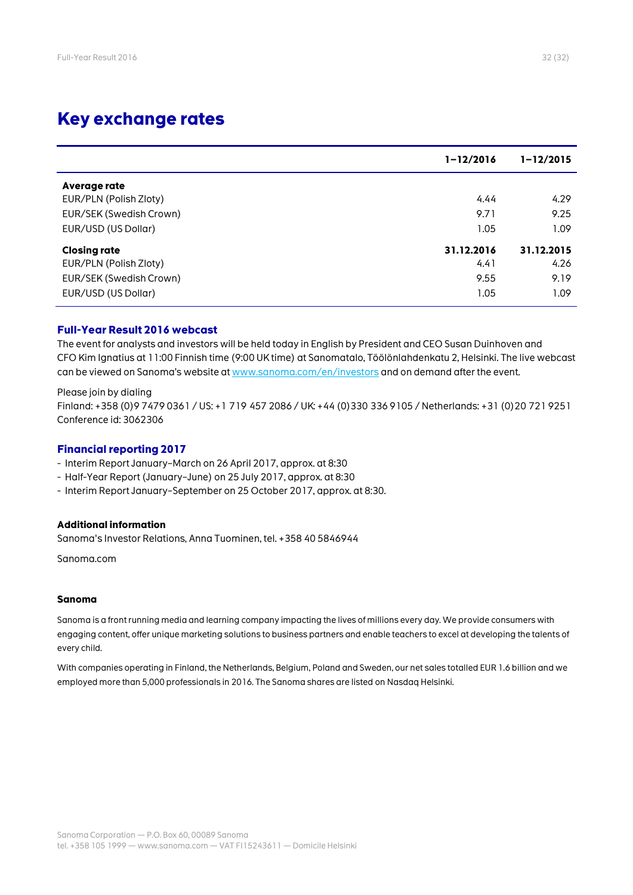## Key exchange rates

| | 1–12/2016 | 1–12/2015 |
|---|---|---|
| **Average rate** | | |
| EUR/PLN (Polish Zloty) | 4.44 | 4.29 |
| EUR/SEK (Swedish Crown) | 9.71 | 9.25 |
| EUR/USD (US Dollar) | 1.05 | 1.09 |
| **Closing rate** | **31.12.2016** | **31.12.2015** |
| EUR/PLN (Polish Zloty) | 4.41 | 4.26 |
| EUR/SEK (Swedish Crown) | 9.55 | 9.19 |
| EUR/USD (US Dollar) | 1.05 | 1.09 |

### Full-Year Result 2016 webcast

The event for analysts and investors will be held today in English by President and CEO Susan Duinhoven and CFO Kim Ignatius at 11:00 Finnish time (9:00 UK time) at Sanomatalo, Töölönlahdenkatu 2, Helsinki. The live webcast can be viewed on Sanoma's website at www.sanoma.com/en/investors and on demand after the event.

Please join by dialing
Finland: +358 (0)9 7479 0361 / US: +1 719 457 2086 / UK: +44 (0)330 336 9105 / Netherlands: +31 (0)20 721 9251
Conference id: 3062306

### Financial reporting 2017

- Interim Report January–March on 26 April 2017, approx. at 8:30
- Half-Year Report (January–June) on 25 July 2017, approx. at 8:30
- Interim Report January–September on 25 October 2017, approx. at 8:30.

**Additional information**

Sanoma's Investor Relations, Anna Tuominen, tel. +358 40 5846944

Sanoma.com

**Sanoma**

Sanoma is a front running media and learning company impacting the lives of millions every day. We provide consumers with engaging content, offer unique marketing solutions to business partners and enable teachers to excel at developing the talents of every child.

With companies operating in Finland, the Netherlands, Belgium, Poland and Sweden, our net sales totalled EUR 1.6 billion and we employed more than 5,000 professionals in 2016. The Sanoma shares are listed on Nasdaq Helsinki.